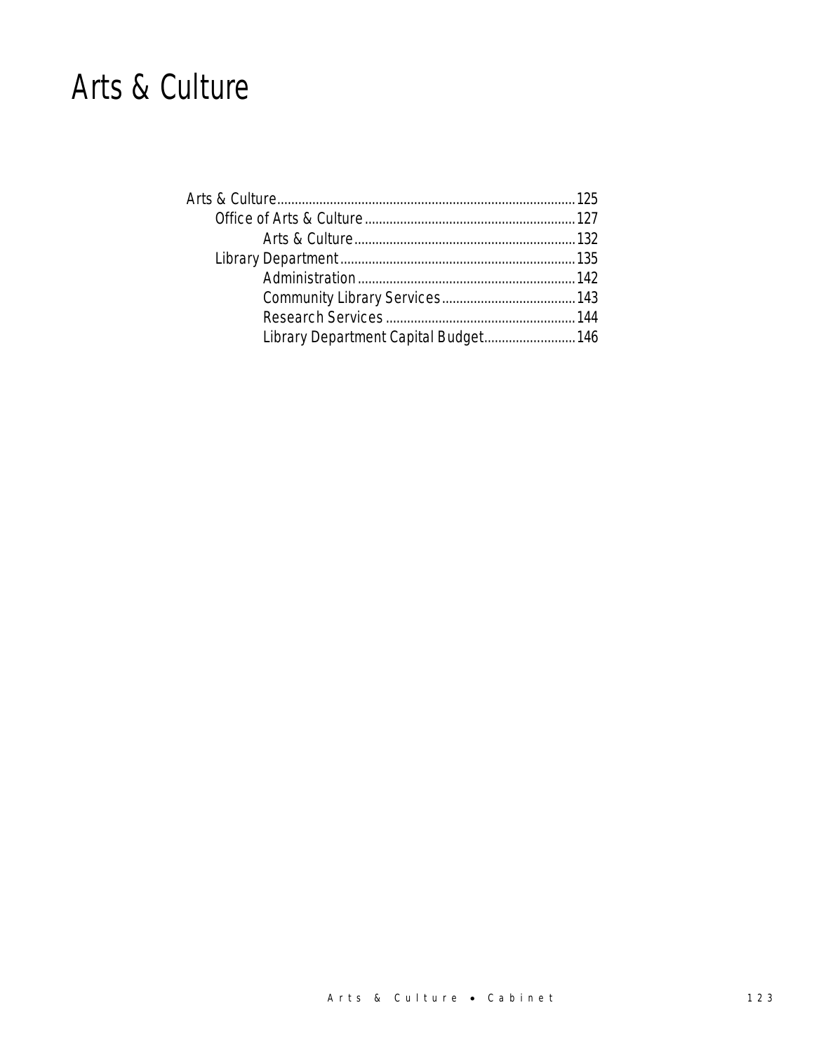# Arts & Culture

- Arts & Culture.......125
  - Office of Arts & Culture.......127
    - Arts & Culture.......132
  - Library Department.......135
    - Administration.......142
    - Community Library Services.......143
    - Research Services.......144
    - Library Department Capital Budget.......146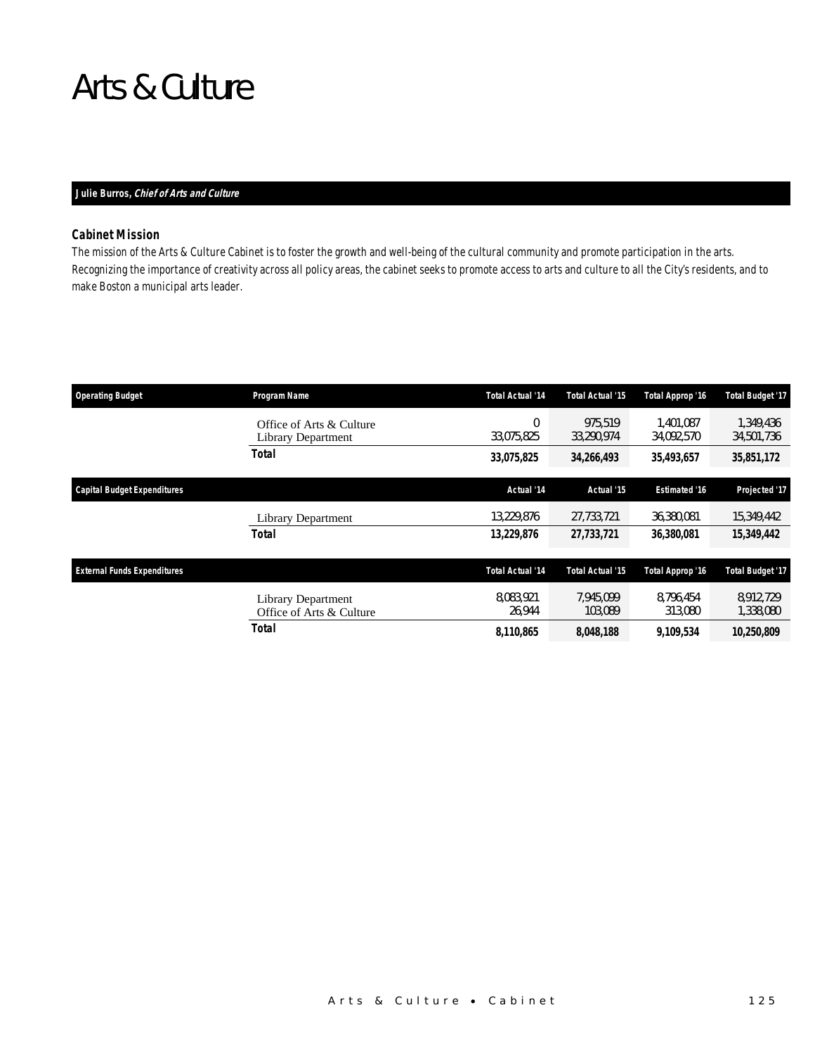# Arts & Culture

**Julie Burros, *Chief of Arts and Culture***

### Cabinet Mission

The mission of the Arts & Culture Cabinet is to foster the growth and well-being of the cultural community and promote participation in the arts. Recognizing the importance of creativity across all policy areas, the cabinet seeks to promote access to arts and culture to all the City's residents, and to make Boston a municipal arts leader.

| Operating Budget | Program Name | Total Actual '14 | Total Actual '15 | Total Approp '16 | Total Budget '17 |
|---|---|---|---|---|---|
| | Office of Arts & Culture | 0 | 975,519 | 1,401,087 | 1,349,436 |
| | Library Department | 33,075,825 | 33,290,974 | 34,092,570 | 34,501,736 |
| | **Total** | **33,075,825** | **34,266,493** | **35,493,657** | **35,851,172** |

| Capital Budget Expenditures | | Actual '14 | Actual '15 | Estimated '16 | Projected '17 |
|---|---|---|---|---|---|
| | Library Department | 13,229,876 | 27,733,721 | 36,380,081 | 15,349,442 |
| | **Total** | **13,229,876** | **27,733,721** | **36,380,081** | **15,349,442** |

| External Funds Expenditures | | Total Actual '14 | Total Actual '15 | Total Approp '16 | Total Budget '17 |
|---|---|---|---|---|---|
| | Library Department | 8,083,921 | 7,945,099 | 8,796,454 | 8,912,729 |
| | Office of Arts & Culture | 26,944 | 103,089 | 313,080 | 1,338,080 |
| | **Total** | **8,110,865** | **8,048,188** | **9,109,534** | **10,250,809** |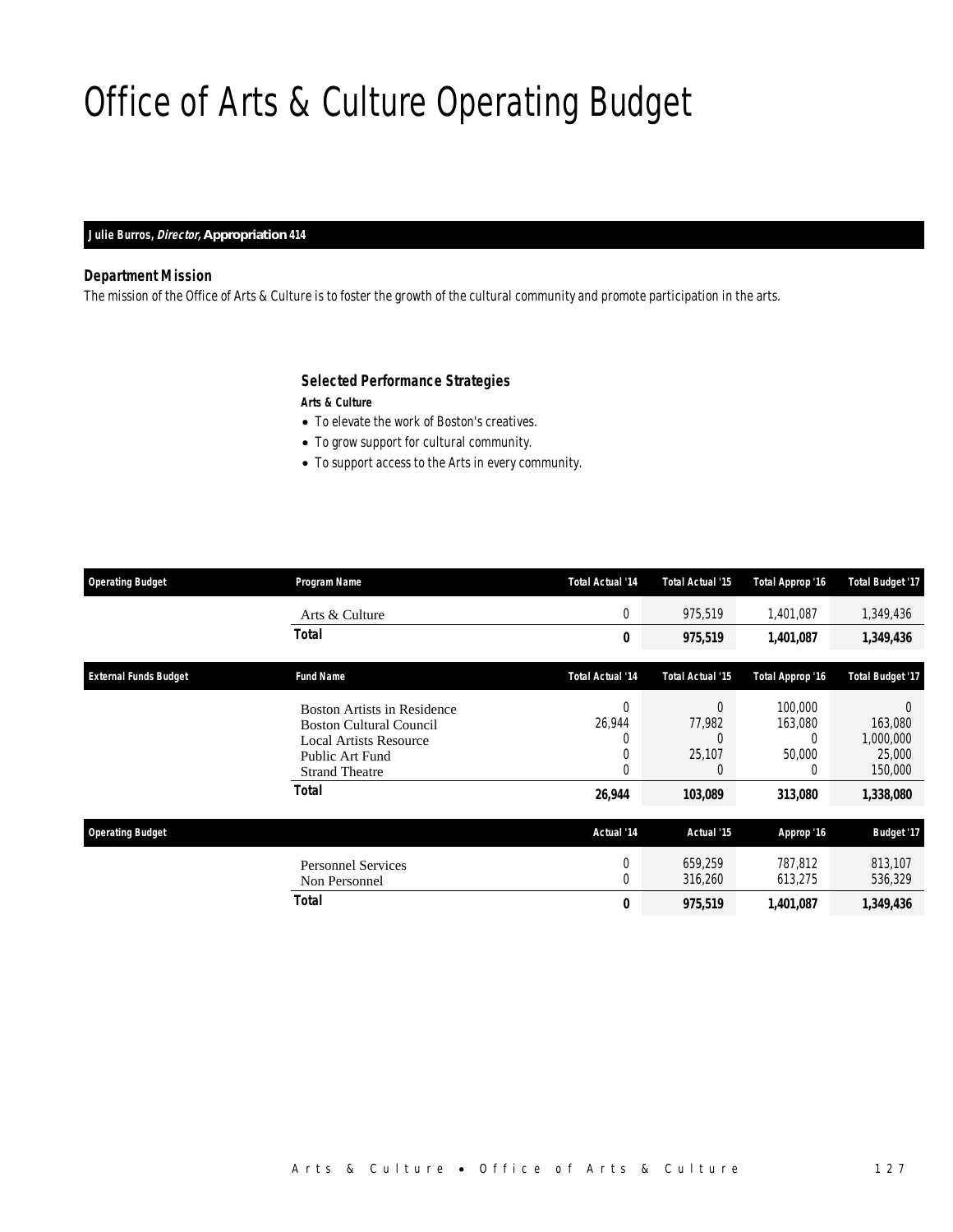# Office of Arts & Culture Operating Budget

**Julie Burros, *Director,* Appropriation 414**

### Department Mission

The mission of the Office of Arts & Culture is to foster the growth of the cultural community and promote participation in the arts.

### Selected Performance Strategies

***Arts & Culture***

- To elevate the work of Boston's creatives.
- To grow support for cultural community.
- To support access to the Arts in every community.

| Operating Budget | Program Name | Total Actual '14 | Total Actual '15 | Total Approp '16 | Total Budget '17 |
|---|---|---|---|---|---|
| | Arts & Culture | 0 | 975,519 | 1,401,087 | 1,349,436 |
| | **Total** | **0** | **975,519** | **1,401,087** | **1,349,436** |

| External Funds Budget | Fund Name | Total Actual '14 | Total Actual '15 | Total Approp '16 | Total Budget '17 |
|---|---|---|---|---|---|
| | Boston Artists in Residence | 0 | 0 | 100,000 | 0 |
| | Boston Cultural Council | 26,944 | 77,982 | 163,080 | 163,080 |
| | Local Artists Resource | 0 | 0 | 0 | 1,000,000 |
| | Public Art Fund | 0 | 25,107 | 50,000 | 25,000 |
| | Strand Theatre | 0 | 0 | 0 | 150,000 |
| | **Total** | **26,944** | **103,089** | **313,080** | **1,338,080** |

| Operating Budget | | Actual '14 | Actual '15 | Approp '16 | Budget '17 |
|---|---|---|---|---|---|
| | Personnel Services | 0 | 659,259 | 787,812 | 813,107 |
| | Non Personnel | 0 | 316,260 | 613,275 | 536,329 |
| | **Total** | **0** | **975,519** | **1,401,087** | **1,349,436** |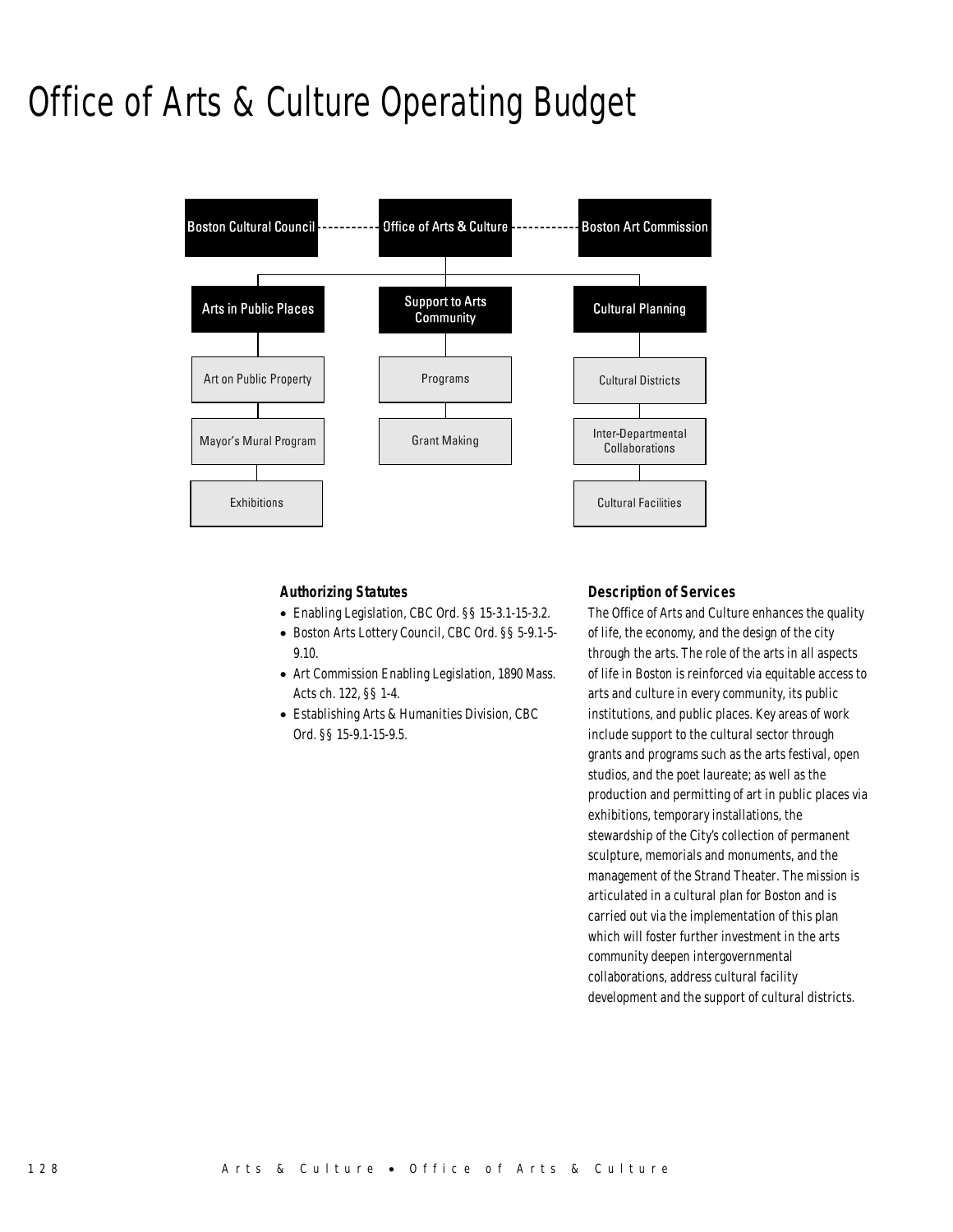# Office of Arts & Culture Operating Budget

Boston Cultural Council --- Office of Arts & Culture --- Boston Art Commission

- **Arts in Public Places**
  - Art on Public Property
  - Mayor's Mural Program
  - Exhibitions
- **Support to Arts Community**
  - Programs
  - Grant Making
- **Cultural Planning**
  - Cultural Districts
  - Inter-Departmental Collaborations
  - Cultural Facilities

### Authorizing Statutes

- Enabling Legislation, CBC Ord. §§ 15-3.1-15-3.2.
- Boston Arts Lottery Council, CBC Ord. §§ 5-9.1-5-9.10.
- Art Commission Enabling Legislation, 1890 Mass. Acts ch. 122, §§ 1-4.
- Establishing Arts & Humanities Division, CBC Ord. §§ 15-9.1-15-9.5.

### Description of Services

The Office of Arts and Culture enhances the quality of life, the economy, and the design of the city through the arts. The role of the arts in all aspects of life in Boston is reinforced via equitable access to arts and culture in every community, its public institutions, and public places. Key areas of work include support to the cultural sector through grants and programs such as the arts festival, open studios, and the poet laureate; as well as the production and permitting of art in public places via exhibitions, temporary installations, the stewardship of the City's collection of permanent sculpture, memorials and monuments, and the management of the Strand Theater. The mission is articulated in a cultural plan for Boston and is carried out via the implementation of this plan which will foster further investment in the arts community deepen intergovernmental collaborations, address cultural facility development and the support of cultural districts.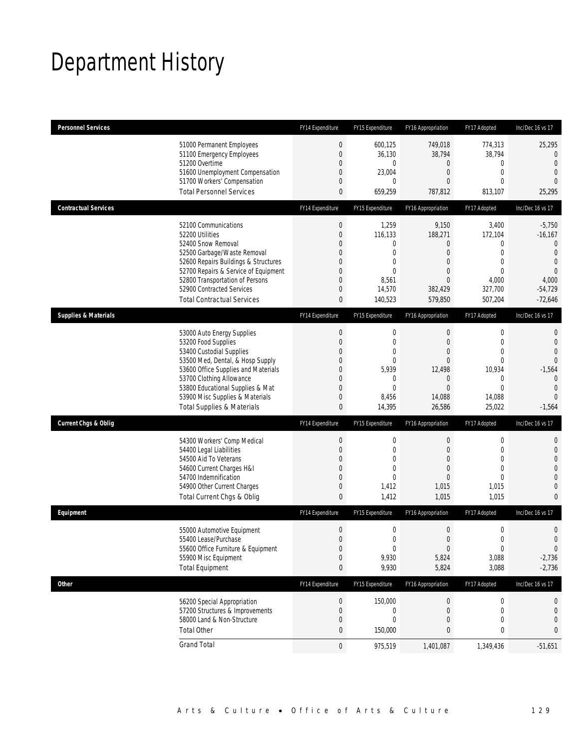# Department History

| Personnel Services | FY14 Expenditure | FY15 Expenditure | FY16 Appropriation | FY17 Adopted | Inc/Dec 16 vs 17 |
|---|---|---|---|---|---|
| 51000 Permanent Employees | 0 | 600,125 | 749,018 | 774,313 | 25,295 |
| 51100 Emergency Employees | 0 | 36,130 | 38,794 | 38,794 | 0 |
| 51200 Overtime | 0 | 0 | 0 | 0 | 0 |
| 51600 Unemployment Compensation | 0 | 23,004 | 0 | 0 | 0 |
| 51700 Workers' Compensation | 0 | 0 | 0 | 0 | 0 |
| Total Personnel Services | 0 | 659,259 | 787,812 | 813,107 | 25,295 |
| **Contractual Services** | **FY14 Expenditure** | **FY15 Expenditure** | **FY16 Appropriation** | **FY17 Adopted** | **Inc/Dec 16 vs 17** |
| 52100 Communications | 0 | 1,259 | 9,150 | 3,400 | -5,750 |
| 52200 Utilities | 0 | 116,133 | 188,271 | 172,104 | -16,167 |
| 52400 Snow Removal | 0 | 0 | 0 | 0 | 0 |
| 52500 Garbage/Waste Removal | 0 | 0 | 0 | 0 | 0 |
| 52600 Repairs Buildings & Structures | 0 | 0 | 0 | 0 | 0 |
| 52700 Repairs & Service of Equipment | 0 | 0 | 0 | 0 | 0 |
| 52800 Transportation of Persons | 0 | 8,561 | 0 | 4,000 | 4,000 |
| 52900 Contracted Services | 0 | 14,570 | 382,429 | 327,700 | -54,729 |
| Total Contractual Services | 0 | 140,523 | 579,850 | 507,204 | -72,646 |
| **Supplies & Materials** | **FY14 Expenditure** | **FY15 Expenditure** | **FY16 Appropriation** | **FY17 Adopted** | **Inc/Dec 16 vs 17** |
| 53000 Auto Energy Supplies | 0 | 0 | 0 | 0 | 0 |
| 53200 Food Supplies | 0 | 0 | 0 | 0 | 0 |
| 53400 Custodial Supplies | 0 | 0 | 0 | 0 | 0 |
| 53500 Med, Dental, & Hosp Supply | 0 | 0 | 0 | 0 | 0 |
| 53600 Office Supplies and Materials | 0 | 5,939 | 12,498 | 10,934 | -1,564 |
| 53700 Clothing Allowance | 0 | 0 | 0 | 0 | 0 |
| 53800 Educational Supplies & Mat | 0 | 0 | 0 | 0 | 0 |
| 53900 Misc Supplies & Materials | 0 | 8,456 | 14,088 | 14,088 | 0 |
| Total Supplies & Materials | 0 | 14,395 | 26,586 | 25,022 | -1,564 |
| **Current Chgs & Oblig** | **FY14 Expenditure** | **FY15 Expenditure** | **FY16 Appropriation** | **FY17 Adopted** | **Inc/Dec 16 vs 17** |
| 54300 Workers' Comp Medical | 0 | 0 | 0 | 0 | 0 |
| 54400 Legal Liabilities | 0 | 0 | 0 | 0 | 0 |
| 54500 Aid To Veterans | 0 | 0 | 0 | 0 | 0 |
| 54600 Current Charges H&I | 0 | 0 | 0 | 0 | 0 |
| 54700 Indemnification | 0 | 0 | 0 | 0 | 0 |
| 54900 Other Current Charges | 0 | 1,412 | 1,015 | 1,015 | 0 |
| Total Current Chgs & Oblig | 0 | 1,412 | 1,015 | 1,015 | 0 |
| **Equipment** | **FY14 Expenditure** | **FY15 Expenditure** | **FY16 Appropriation** | **FY17 Adopted** | **Inc/Dec 16 vs 17** |
| 55000 Automotive Equipment | 0 | 0 | 0 | 0 | 0 |
| 55400 Lease/Purchase | 0 | 0 | 0 | 0 | 0 |
| 55600 Office Furniture & Equipment | 0 | 0 | 0 | 0 | 0 |
| 55900 Misc Equipment | 0 | 9,930 | 5,824 | 3,088 | -2,736 |
| Total Equipment | 0 | 9,930 | 5,824 | 3,088 | -2,736 |
| **Other** | **FY14 Expenditure** | **FY15 Expenditure** | **FY16 Appropriation** | **FY17 Adopted** | **Inc/Dec 16 vs 17** |
| 56200 Special Appropriation | 0 | 150,000 | 0 | 0 | 0 |
| 57200 Structures & Improvements | 0 | 0 | 0 | 0 | 0 |
| 58000 Land & Non-Structure | 0 | 0 | 0 | 0 | 0 |
| Total Other | 0 | 150,000 | 0 | 0 | 0 |
| Grand Total | 0 | 975,519 | 1,401,087 | 1,349,436 | -51,651 |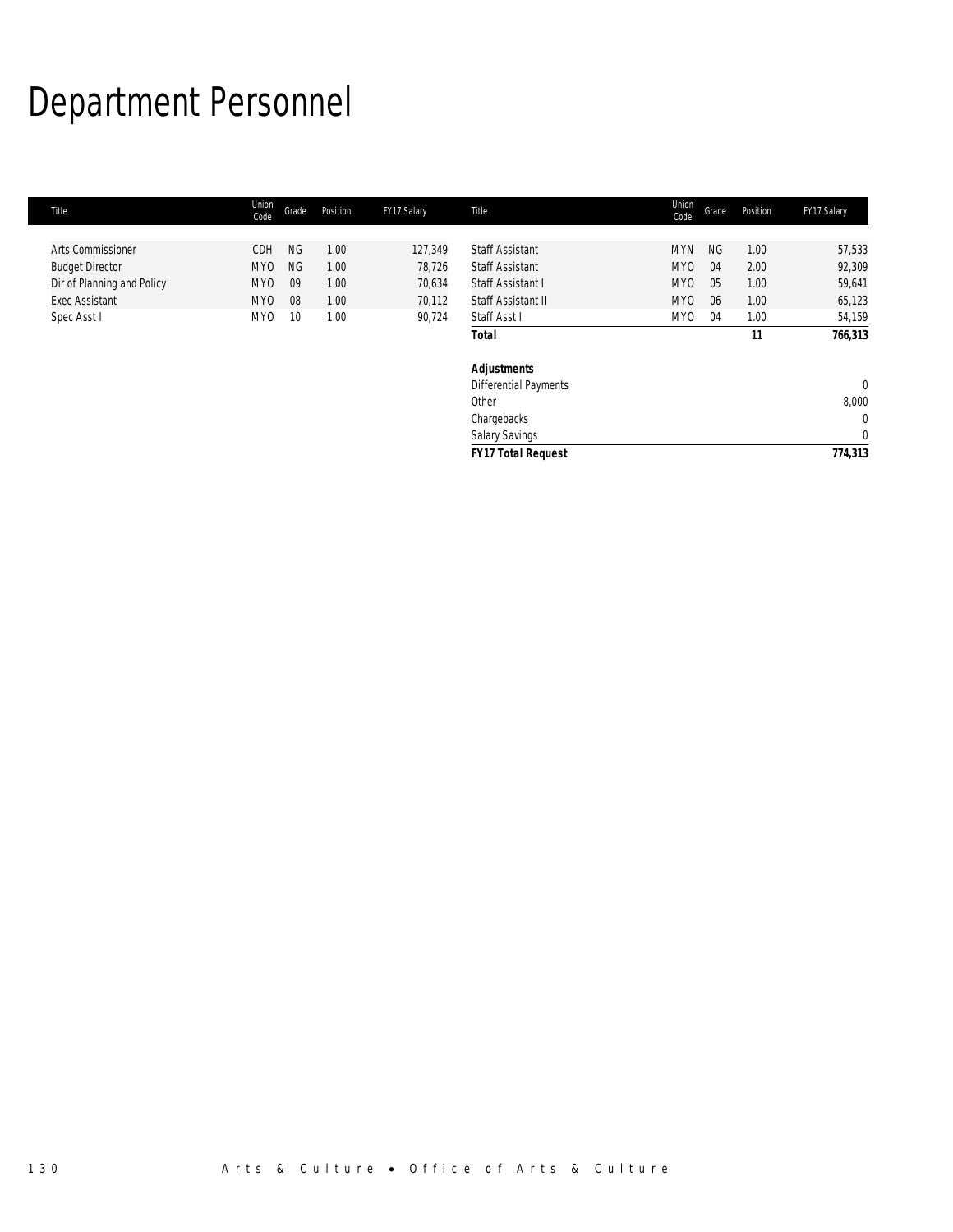# Department Personnel

| Title | Union Code | Grade | Position | FY17 Salary |
|---|---|---|---|---|
| Arts Commissioner | CDH | NG | 1.00 | 127,349 |
| Budget Director | MYO | NG | 1.00 | 78,726 |
| Dir of Planning and Policy | MYO | 09 | 1.00 | 70,634 |
| Exec Assistant | MYO | 08 | 1.00 | 70,112 |
| Spec Asst I | MYO | 10 | 1.00 | 90,724 |
| Staff Assistant | MYN | NG | 1.00 | 57,533 |
| Staff Assistant | MYO | 04 | 2.00 | 92,309 |
| Staff Assistant I | MYO | 05 | 1.00 | 59,641 |
| Staff Assistant II | MYO | 06 | 1.00 | 65,123 |
| Staff Asst I | MYO | 04 | 1.00 | 54,159 |
| ***Total*** | | | **11** | **766,313** |
| | | | | |
| ***Adjustments*** | | | | |
| Differential Payments | | | | 0 |
| Other | | | | 8,000 |
| Chargebacks | | | | 0 |
| Salary Savings | | | | 0 |
| ***FY17 Total Request*** | | | | ***774,313*** |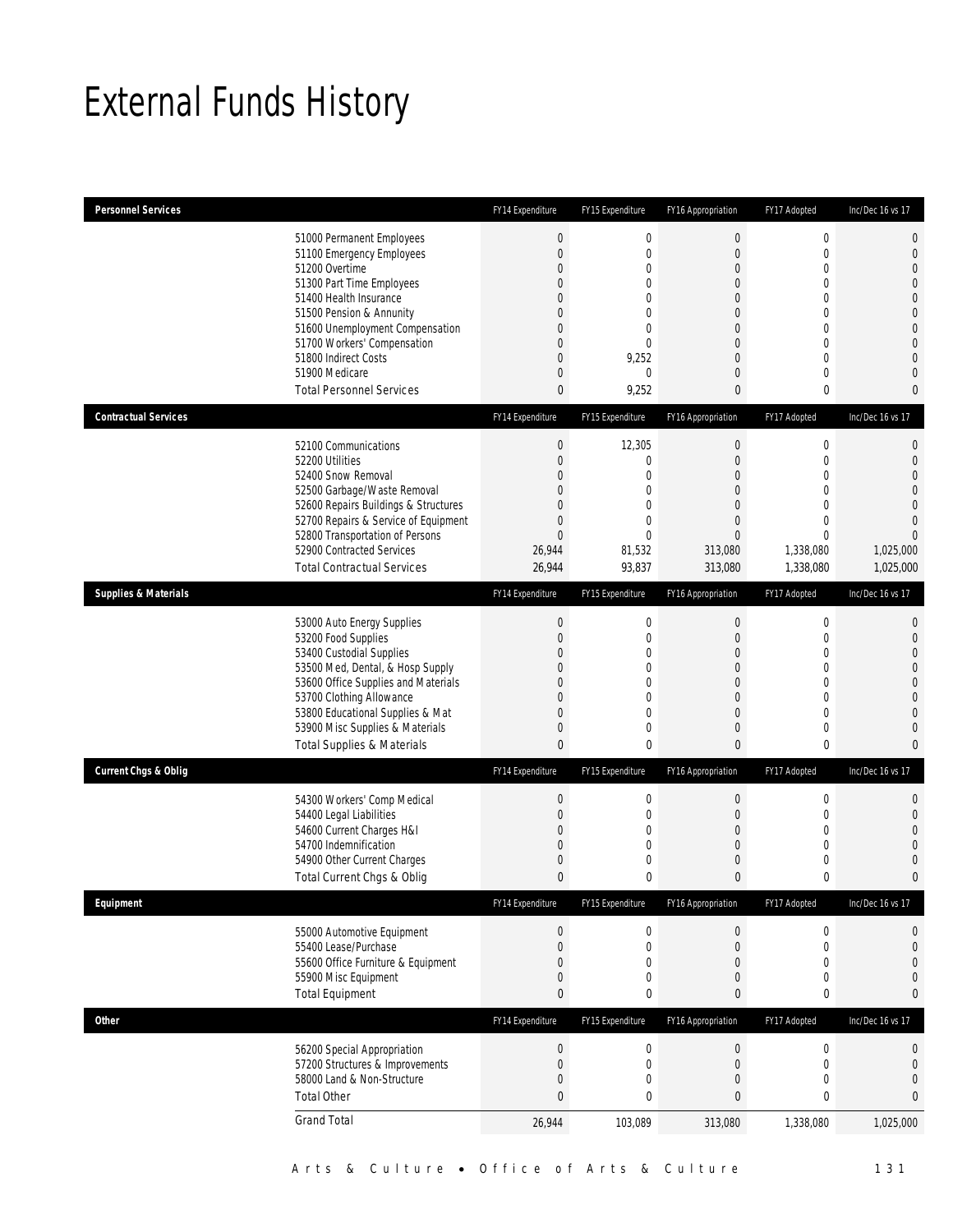# External Funds History

| Personnel Services | | FY14 Expenditure | FY15 Expenditure | FY16 Appropriation | FY17 Adopted | Inc/Dec 16 vs 17 |
|---|---|---|---|---|---|---|
| | 51000 Permanent Employees | 0 | 0 | 0 | 0 | 0 |
| | 51100 Emergency Employees | 0 | 0 | 0 | 0 | 0 |
| | 51200 Overtime | 0 | 0 | 0 | 0 | 0 |
| | 51300 Part Time Employees | 0 | 0 | 0 | 0 | 0 |
| | 51400 Health Insurance | 0 | 0 | 0 | 0 | 0 |
| | 51500 Pension & Annunity | 0 | 0 | 0 | 0 | 0 |
| | 51600 Unemployment Compensation | 0 | 0 | 0 | 0 | 0 |
| | 51700 Workers' Compensation | 0 | 0 | 0 | 0 | 0 |
| | 51800 Indirect Costs | 0 | 9,252 | 0 | 0 | 0 |
| | 51900 Medicare | 0 | 0 | 0 | 0 | 0 |
| | Total Personnel Services | 0 | 9,252 | 0 | 0 | 0 |
| **Contractual Services** | | **FY14 Expenditure** | **FY15 Expenditure** | **FY16 Appropriation** | **FY17 Adopted** | **Inc/Dec 16 vs 17** |
| | 52100 Communications | 0 | 12,305 | 0 | 0 | 0 |
| | 52200 Utilities | 0 | 0 | 0 | 0 | 0 |
| | 52400 Snow Removal | 0 | 0 | 0 | 0 | 0 |
| | 52500 Garbage/Waste Removal | 0 | 0 | 0 | 0 | 0 |
| | 52600 Repairs Buildings & Structures | 0 | 0 | 0 | 0 | 0 |
| | 52700 Repairs & Service of Equipment | 0 | 0 | 0 | 0 | 0 |
| | 52800 Transportation of Persons | 0 | 0 | 0 | 0 | 0 |
| | 52900 Contracted Services | 26,944 | 81,532 | 313,080 | 1,338,080 | 1,025,000 |
| | Total Contractual Services | 26,944 | 93,837 | 313,080 | 1,338,080 | 1,025,000 |
| **Supplies & Materials** | | **FY14 Expenditure** | **FY15 Expenditure** | **FY16 Appropriation** | **FY17 Adopted** | **Inc/Dec 16 vs 17** |
| | 53000 Auto Energy Supplies | 0 | 0 | 0 | 0 | 0 |
| | 53200 Food Supplies | 0 | 0 | 0 | 0 | 0 |
| | 53400 Custodial Supplies | 0 | 0 | 0 | 0 | 0 |
| | 53500 Med, Dental, & Hosp Supply | 0 | 0 | 0 | 0 | 0 |
| | 53600 Office Supplies and Materials | 0 | 0 | 0 | 0 | 0 |
| | 53700 Clothing Allowance | 0 | 0 | 0 | 0 | 0 |
| | 53800 Educational Supplies & Mat | 0 | 0 | 0 | 0 | 0 |
| | 53900 Misc Supplies & Materials | 0 | 0 | 0 | 0 | 0 |
| | Total Supplies & Materials | 0 | 0 | 0 | 0 | 0 |
| **Current Chgs & Oblig** | | **FY14 Expenditure** | **FY15 Expenditure** | **FY16 Appropriation** | **FY17 Adopted** | **Inc/Dec 16 vs 17** |
| | 54300 Workers' Comp Medical | 0 | 0 | 0 | 0 | 0 |
| | 54400 Legal Liabilities | 0 | 0 | 0 | 0 | 0 |
| | 54600 Current Charges H&I | 0 | 0 | 0 | 0 | 0 |
| | 54700 Indemnification | 0 | 0 | 0 | 0 | 0 |
| | 54900 Other Current Charges | 0 | 0 | 0 | 0 | 0 |
| | Total Current Chgs & Oblig | 0 | 0 | 0 | 0 | 0 |
| **Equipment** | | **FY14 Expenditure** | **FY15 Expenditure** | **FY16 Appropriation** | **FY17 Adopted** | **Inc/Dec 16 vs 17** |
| | 55000 Automotive Equipment | 0 | 0 | 0 | 0 | 0 |
| | 55400 Lease/Purchase | 0 | 0 | 0 | 0 | 0 |
| | 55600 Office Furniture & Equipment | 0 | 0 | 0 | 0 | 0 |
| | 55900 Misc Equipment | 0 | 0 | 0 | 0 | 0 |
| | Total Equipment | 0 | 0 | 0 | 0 | 0 |
| **Other** | | **FY14 Expenditure** | **FY15 Expenditure** | **FY16 Appropriation** | **FY17 Adopted** | **Inc/Dec 16 vs 17** |
| | 56200 Special Appropriation | 0 | 0 | 0 | 0 | 0 |
| | 57200 Structures & Improvements | 0 | 0 | 0 | 0 | 0 |
| | 58000 Land & Non-Structure | 0 | 0 | 0 | 0 | 0 |
| | Total Other | 0 | 0 | 0 | 0 | 0 |
| | Grand Total | 26,944 | 103,089 | 313,080 | 1,338,080 | 1,025,000 |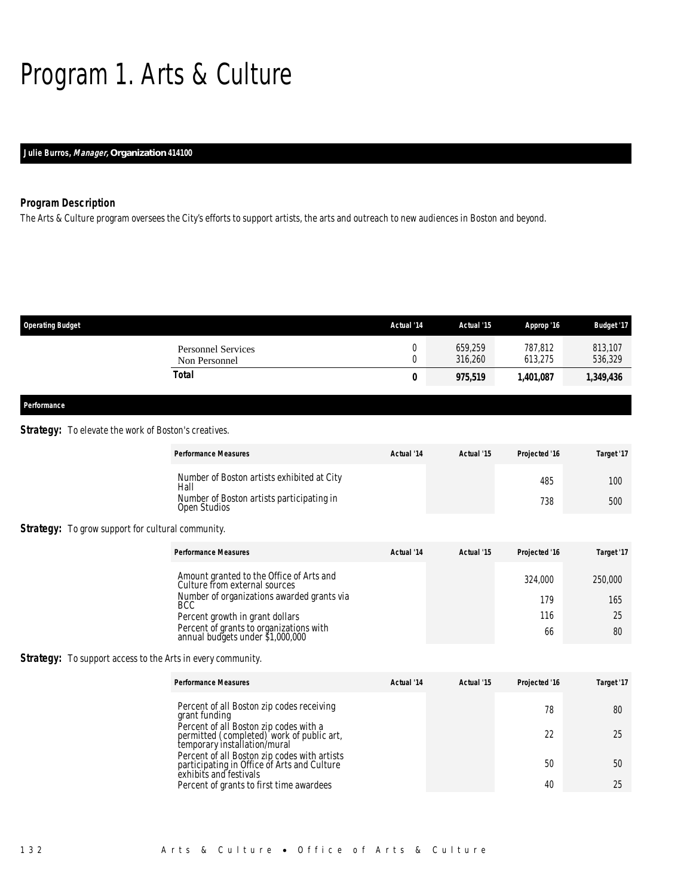# Program 1. Arts & Culture

**Julie Burros, *Manager*, Organization 414100**

### *Program Description*

*The Arts & Culture program oversees the City's efforts to support artists, the arts and outreach to new audiences in Boston and beyond.*

| Operating Budget | Actual '14 | Actual '15 | Approp '16 | Budget '17 |
|---|---|---|---|---|
| Personnel Services | 0 | 659,259 | 787,812 | 813,107 |
| Non Personnel | 0 | 316,260 | 613,275 | 536,329 |
| **Total** | **0** | **975,519** | **1,401,087** | **1,349,436** |

**Performance**

**Strategy:** To elevate the work of Boston's creatives.

| Performance Measures | Actual '14 | Actual '15 | Projected '16 | Target '17 |
|---|---|---|---|---|
| Number of Boston artists exhibited at City Hall | | | 485 | 100 |
| Number of Boston artists participating in Open Studios | | | 738 | 500 |

**Strategy:** To grow support for cultural community.

| Performance Measures | Actual '14 | Actual '15 | Projected '16 | Target '17 |
|---|---|---|---|---|
| Amount granted to the Office of Arts and Culture from external sources | | | 324,000 | 250,000 |
| Number of organizations awarded grants via BCC | | | 179 | 165 |
| Percent growth in grant dollars | | | 116 | 25 |
| Percent of grants to organizations with annual budgets under $1,000,000 | | | 66 | 80 |

**Strategy:** To support access to the Arts in every community.

| Performance Measures | Actual '14 | Actual '15 | Projected '16 | Target '17 |
|---|---|---|---|---|
| Percent of all Boston zip codes receiving grant funding | | | 78 | 80 |
| Percent of all Boston zip codes with a permitted (completed) work of public art, temporary installation/mural | | | 22 | 25 |
| Percent of all Boston zip codes with artists participating in Office of Arts and Culture exhibits and festivals | | | 50 | 50 |
| Percent of grants to first time awardees | | | 40 | 25 |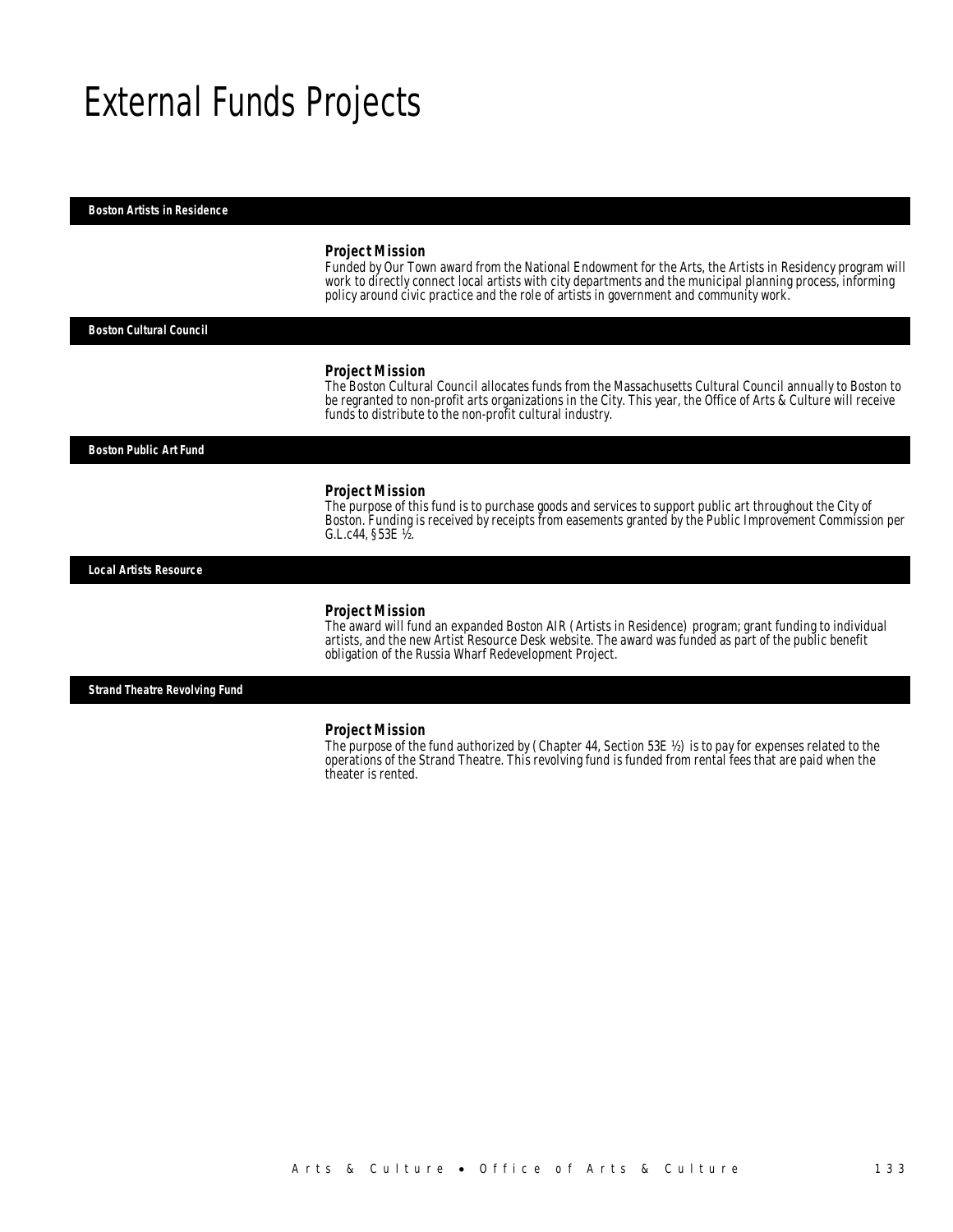# External Funds Projects

### Boston Artists in Residence

***Project Mission***

Funded by Our Town award from the National Endowment for the Arts, the Artists in Residency program will work to directly connect local artists with city departments and the municipal planning process, informing policy around civic practice and the role of artists in government and community work.

### Boston Cultural Council

***Project Mission***

The Boston Cultural Council allocates funds from the Massachusetts Cultural Council annually to Boston to be regranted to non-profit arts organizations in the City. This year, the Office of Arts & Culture will receive funds to distribute to the non-profit cultural industry.

### Boston Public Art Fund

***Project Mission***

The purpose of this fund is to purchase goods and services to support public art throughout the City of Boston. Funding is received by receipts from easements granted by the Public Improvement Commission per G.L.c44, §53E ½.

### Local Artists Resource

***Project Mission***

The award will fund an expanded Boston AIR (Artists in Residence) program; grant funding to individual artists, and the new Artist Resource Desk website. The award was funded as part of the public benefit obligation of the Russia Wharf Redevelopment Project.

### Strand Theatre Revolving Fund

***Project Mission***

The purpose of the fund authorized by (Chapter 44, Section 53E ½) is to pay for expenses related to the operations of the Strand Theatre. This revolving fund is funded from rental fees that are paid when the theater is rented.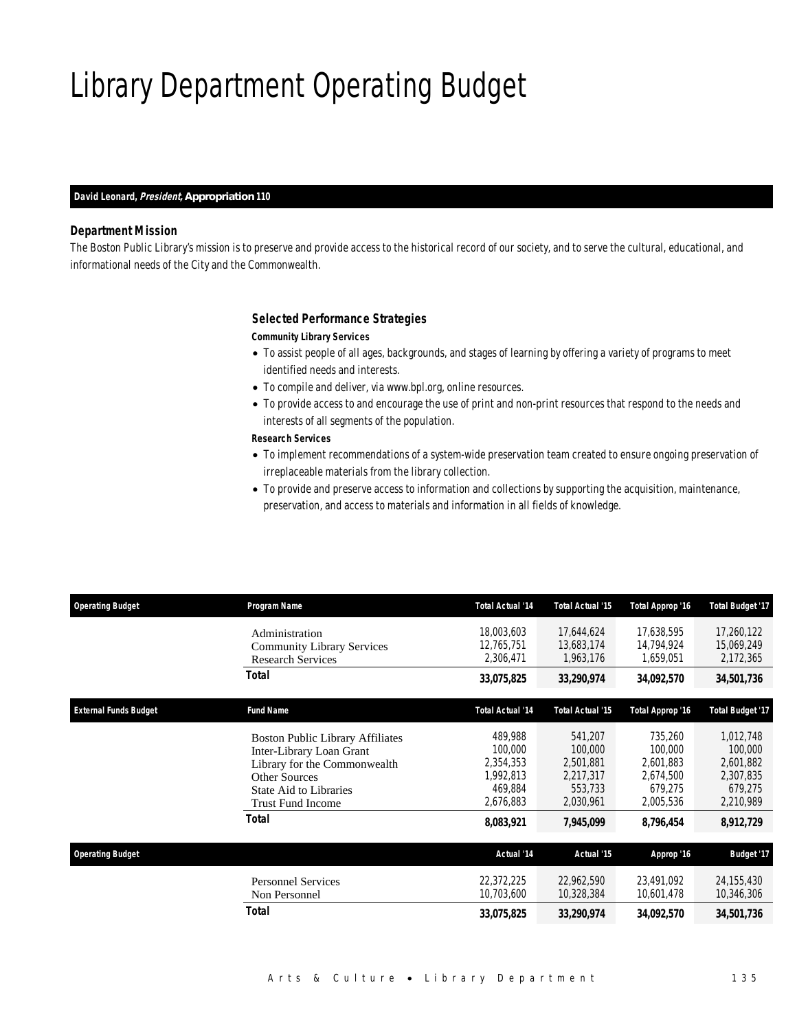# Library Department Operating Budget

**David Leonard, *President*, Appropriation 110**

### Department Mission

The Boston Public Library's mission is to preserve and provide access to the historical record of our society, and to serve the cultural, educational, and informational needs of the City and the Commonwealth.

### Selected Performance Strategies

**Community Library Services**

- To assist people of all ages, backgrounds, and stages of learning by offering a variety of programs to meet identified needs and interests.
- To compile and deliver, via www.bpl.org, online resources.
- To provide access to and encourage the use of print and non-print resources that respond to the needs and interests of all segments of the population.

**Research Services**

- To implement recommendations of a system-wide preservation team created to ensure ongoing preservation of irreplaceable materials from the library collection.
- To provide and preserve access to information and collections by supporting the acquisition, maintenance, preservation, and access to materials and information in all fields of knowledge.

| Operating Budget | Program Name | Total Actual '14 | Total Actual '15 | Total Approp '16 | Total Budget '17 |
|---|---|---|---|---|---|
| | Administration | 18,003,603 | 17,644,624 | 17,638,595 | 17,260,122 |
| | Community Library Services | 12,765,751 | 13,683,174 | 14,794,924 | 15,069,249 |
| | Research Services | 2,306,471 | 1,963,176 | 1,659,051 | 2,172,365 |
| | **Total** | **33,075,825** | **33,290,974** | **34,092,570** | **34,501,736** |

| External Funds Budget | Fund Name | Total Actual '14 | Total Actual '15 | Total Approp '16 | Total Budget '17 |
|---|---|---|---|---|---|
| | Boston Public Library Affiliates | 489,988 | 541,207 | 735,260 | 1,012,748 |
| | Inter-Library Loan Grant | 100,000 | 100,000 | 100,000 | 100,000 |
| | Library for the Commonwealth | 2,354,353 | 2,501,881 | 2,601,883 | 2,601,882 |
| | Other Sources | 1,992,813 | 2,217,317 | 2,674,500 | 2,307,835 |
| | State Aid to Libraries | 469,884 | 553,733 | 679,275 | 679,275 |
| | Trust Fund Income | 2,676,883 | 2,030,961 | 2,005,536 | 2,210,989 |
| | **Total** | **8,083,921** | **7,945,099** | **8,796,454** | **8,912,729** |

| Operating Budget | | Actual '14 | Actual '15 | Approp '16 | Budget '17 |
|---|---|---|---|---|---|
| | Personnel Services | 22,372,225 | 22,962,590 | 23,491,092 | 24,155,430 |
| | Non Personnel | 10,703,600 | 10,328,384 | 10,601,478 | 10,346,306 |
| | **Total** | **33,075,825** | **33,290,974** | **34,092,570** | **34,501,736** |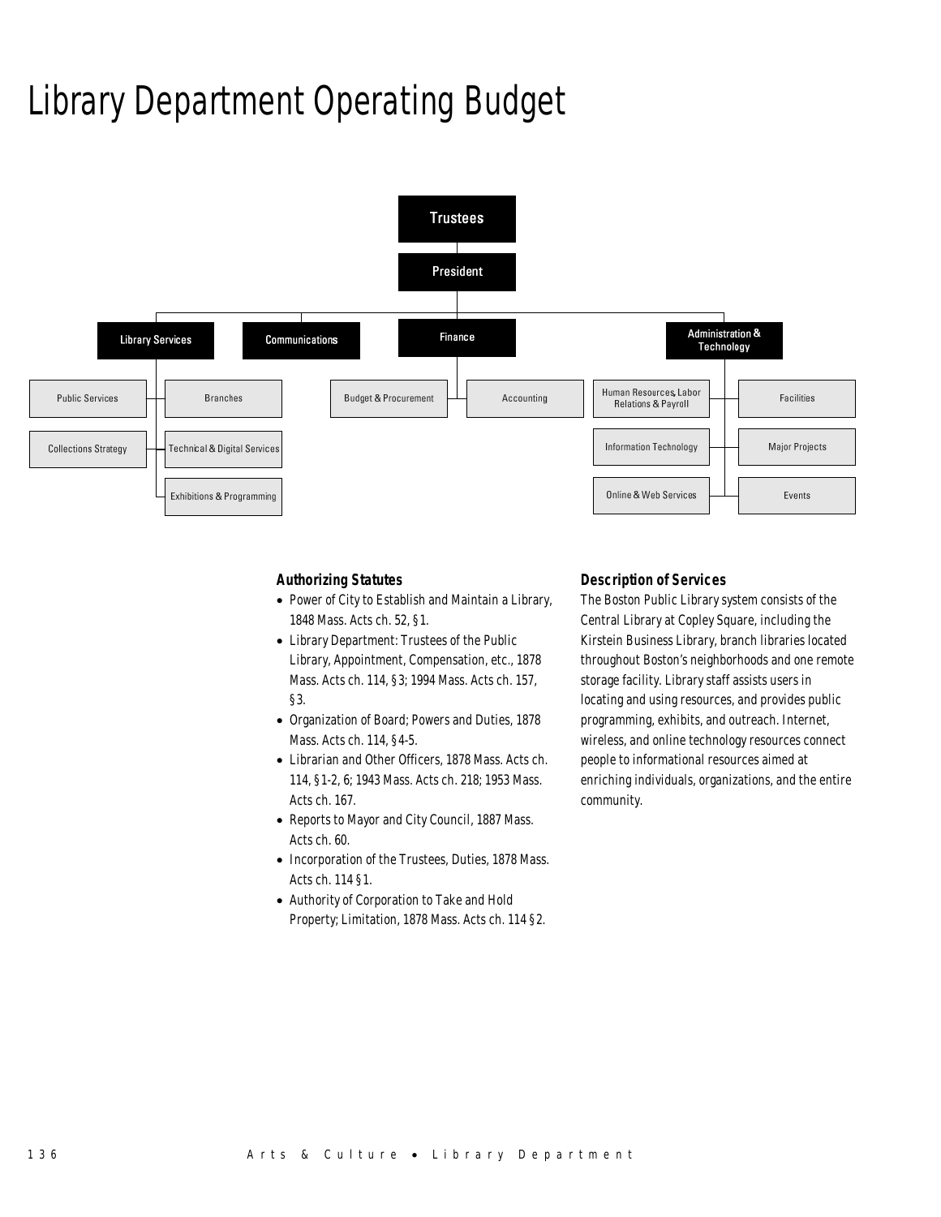# Library Department Operating Budget

Trustees

President

Library Services

- Public Services
- Branches
- Collections Strategy
- Technical & Digital Services
- Exhibitions & Programming

Communications

Finance

- Budget & Procurement
- Accounting

Administration & Technology

- Human Resources, Labor Relations & Payroll
- Facilities
- Information Technology
- Major Projects
- Online & Web Services
- Events

### Authorizing Statutes

- Power of City to Establish and Maintain a Library, 1848 Mass. Acts ch. 52, §1.
- Library Department: Trustees of the Public Library, Appointment, Compensation, etc., 1878 Mass. Acts ch. 114, §3; 1994 Mass. Acts ch. 157, §3.
- Organization of Board; Powers and Duties, 1878 Mass. Acts ch. 114, §4-5.
- Librarian and Other Officers, 1878 Mass. Acts ch. 114, §1-2, 6; 1943 Mass. Acts ch. 218; 1953 Mass. Acts ch. 167.
- Reports to Mayor and City Council, 1887 Mass. Acts ch. 60.
- Incorporation of the Trustees, Duties, 1878 Mass. Acts ch. 114 §1.
- Authority of Corporation to Take and Hold Property; Limitation, 1878 Mass. Acts ch. 114 §2.

### Description of Services

The Boston Public Library system consists of the Central Library at Copley Square, including the Kirstein Business Library, branch libraries located throughout Boston's neighborhoods and one remote storage facility. Library staff assists users in locating and using resources, and provides public programming, exhibits, and outreach. Internet, wireless, and online technology resources connect people to informational resources aimed at enriching individuals, organizations, and the entire community.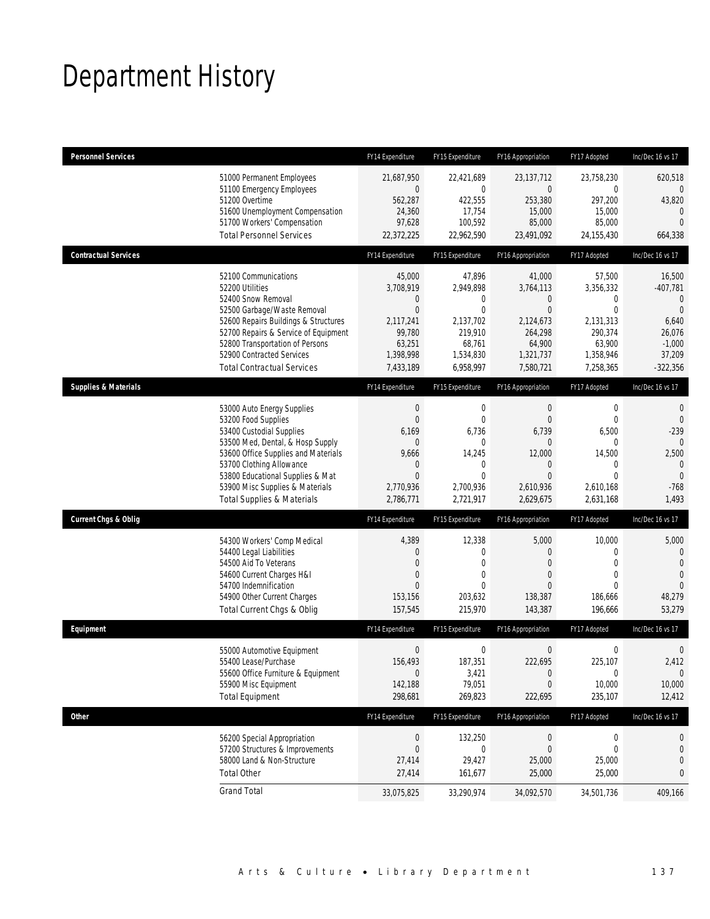# Department History

| Personnel Services | FY14 Expenditure | FY15 Expenditure | FY16 Appropriation | FY17 Adopted | Inc/Dec 16 vs 17 |
|---|---|---|---|---|---|
| 51000 Permanent Employees | 21,687,950 | 22,421,689 | 23,137,712 | 23,758,230 | 620,518 |
| 51100 Emergency Employees | 0 | 0 | 0 | 0 | 0 |
| 51200 Overtime | 562,287 | 422,555 | 253,380 | 297,200 | 43,820 |
| 51600 Unemployment Compensation | 24,360 | 17,754 | 15,000 | 15,000 | 0 |
| 51700 Workers' Compensation | 97,628 | 100,592 | 85,000 | 85,000 | 0 |
| Total Personnel Services | 22,372,225 | 22,962,590 | 23,491,092 | 24,155,430 | 664,338 |
| **Contractual Services** | FY14 Expenditure | FY15 Expenditure | FY16 Appropriation | FY17 Adopted | Inc/Dec 16 vs 17 |
| 52100 Communications | 45,000 | 47,896 | 41,000 | 57,500 | 16,500 |
| 52200 Utilities | 3,708,919 | 2,949,898 | 3,764,113 | 3,356,332 | -407,781 |
| 52400 Snow Removal | 0 | 0 | 0 | 0 | 0 |
| 52500 Garbage/Waste Removal | 0 | 0 | 0 | 0 | 0 |
| 52600 Repairs Buildings & Structures | 2,117,241 | 2,137,702 | 2,124,673 | 2,131,313 | 6,640 |
| 52700 Repairs & Service of Equipment | 99,780 | 219,910 | 264,298 | 290,374 | 26,076 |
| 52800 Transportation of Persons | 63,251 | 68,761 | 64,900 | 63,900 | -1,000 |
| 52900 Contracted Services | 1,398,998 | 1,534,830 | 1,321,737 | 1,358,946 | 37,209 |
| Total Contractual Services | 7,433,189 | 6,958,997 | 7,580,721 | 7,258,365 | -322,356 |
| **Supplies & Materials** | FY14 Expenditure | FY15 Expenditure | FY16 Appropriation | FY17 Adopted | Inc/Dec 16 vs 17 |
| 53000 Auto Energy Supplies | 0 | 0 | 0 | 0 | 0 |
| 53200 Food Supplies | 0 | 0 | 0 | 0 | 0 |
| 53400 Custodial Supplies | 6,169 | 6,736 | 6,739 | 6,500 | -239 |
| 53500 Med, Dental, & Hosp Supply | 0 | 0 | 0 | 0 | 0 |
| 53600 Office Supplies and Materials | 9,666 | 14,245 | 12,000 | 14,500 | 2,500 |
| 53700 Clothing Allowance | 0 | 0 | 0 | 0 | 0 |
| 53800 Educational Supplies & Mat | 0 | 0 | 0 | 0 | 0 |
| 53900 Misc Supplies & Materials | 2,770,936 | 2,700,936 | 2,610,936 | 2,610,168 | -768 |
| Total Supplies & Materials | 2,786,771 | 2,721,917 | 2,629,675 | 2,631,168 | 1,493 |
| **Current Chgs & Oblig** | FY14 Expenditure | FY15 Expenditure | FY16 Appropriation | FY17 Adopted | Inc/Dec 16 vs 17 |
| 54300 Workers' Comp Medical | 4,389 | 12,338 | 5,000 | 10,000 | 5,000 |
| 54400 Legal Liabilities | 0 | 0 | 0 | 0 | 0 |
| 54500 Aid To Veterans | 0 | 0 | 0 | 0 | 0 |
| 54600 Current Charges H&I | 0 | 0 | 0 | 0 | 0 |
| 54700 Indemnification | 0 | 0 | 0 | 0 | 0 |
| 54900 Other Current Charges | 153,156 | 203,632 | 138,387 | 186,666 | 48,279 |
| Total Current Chgs & Oblig | 157,545 | 215,970 | 143,387 | 196,666 | 53,279 |
| **Equipment** | FY14 Expenditure | FY15 Expenditure | FY16 Appropriation | FY17 Adopted | Inc/Dec 16 vs 17 |
| 55000 Automotive Equipment | 0 | 0 | 0 | 0 | 0 |
| 55400 Lease/Purchase | 156,493 | 187,351 | 222,695 | 225,107 | 2,412 |
| 55600 Office Furniture & Equipment | 0 | 3,421 | 0 | 0 | 0 |
| 55900 Misc Equipment | 142,188 | 79,051 | 0 | 10,000 | 10,000 |
| Total Equipment | 298,681 | 269,823 | 222,695 | 235,107 | 12,412 |
| **Other** | FY14 Expenditure | FY15 Expenditure | FY16 Appropriation | FY17 Adopted | Inc/Dec 16 vs 17 |
| 56200 Special Appropriation | 0 | 132,250 | 0 | 0 | 0 |
| 57200 Structures & Improvements | 0 | 0 | 0 | 0 | 0 |
| 58000 Land & Non-Structure | 27,414 | 29,427 | 25,000 | 25,000 | 0 |
| Total Other | 27,414 | 161,677 | 25,000 | 25,000 | 0 |
| Grand Total | 33,075,825 | 33,290,974 | 34,092,570 | 34,501,736 | 409,166 |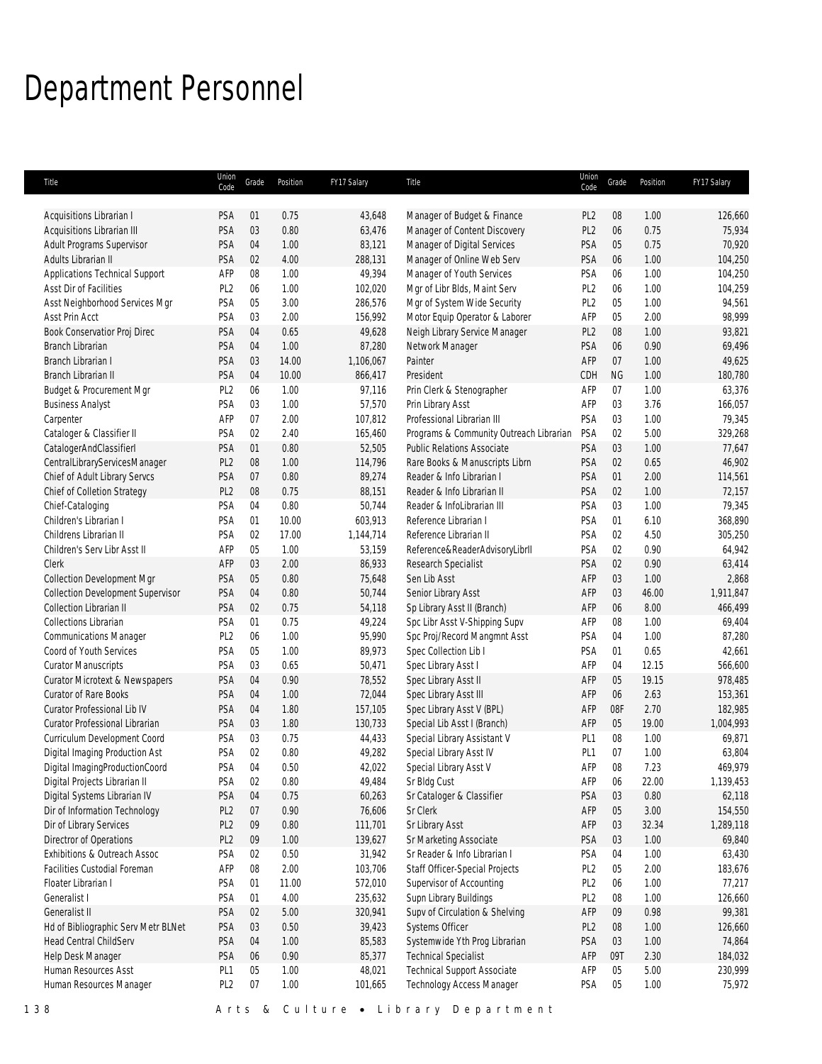# Department Personnel

| Title | Union Code | Grade | Position | FY17 Salary | Title | Union Code | Grade | Position | FY17 Salary |
|---|---|---|---|---|---|---|---|---|---|
| Acquisitions Librarian I | PSA | 01 | 0.75 | 43,648 | Manager of Budget & Finance | PL2 | 08 | 1.00 | 126,660 |
| Acquisitions Librarian III | PSA | 03 | 0.80 | 63,476 | Manager of Content Discovery | PL2 | 06 | 0.75 | 75,934 |
| Adult Programs Supervisor | PSA | 04 | 1.00 | 83,121 | Manager of Digital Services | PSA | 05 | 0.75 | 70,920 |
| Adults Librarian II | PSA | 02 | 4.00 | 288,131 | Manager of Online Web Serv | PSA | 06 | 1.00 | 104,250 |
| Applications Technical Support | AFP | 08 | 1.00 | 49,394 | Manager of Youth Services | PSA | 06 | 1.00 | 104,250 |
| Asst Dir of Facilities | PL2 | 06 | 1.00 | 102,020 | Mgr of Libr Blds, Maint Serv | PL2 | 06 | 1.00 | 104,259 |
| Asst Neighborhood Services Mgr | PSA | 05 | 3.00 | 286,576 | Mgr of System Wide Security | PL2 | 05 | 1.00 | 94,561 |
| Asst Prin Acct | PSA | 03 | 2.00 | 156,992 | Motor Equip Operator & Laborer | AFP | 05 | 2.00 | 98,999 |
| Book Conservatior Proj Direc | PSA | 04 | 0.65 | 49,628 | Neigh Library Service Manager | PL2 | 08 | 1.00 | 93,821 |
| Branch Librarian | PSA | 04 | 1.00 | 87,280 | Network Manager | PSA | 06 | 0.90 | 69,496 |
| Branch Librarian I | PSA | 03 | 14.00 | 1,106,067 | Painter | AFP | 07 | 1.00 | 49,625 |
| Branch Librarian II | PSA | 04 | 10.00 | 866,417 | President | CDH | NG | 1.00 | 180,780 |
| Budget & Procurement Mgr | PL2 | 06 | 1.00 | 97,116 | Prin Clerk & Stenographer | AFP | 07 | 1.00 | 63,376 |
| Business Analyst | PSA | 03 | 1.00 | 57,570 | Prin Library Asst | AFP | 03 | 3.76 | 166,057 |
| Carpenter | AFP | 07 | 2.00 | 107,812 | Professional Librarian III | PSA | 03 | 1.00 | 79,345 |
| Cataloger & Classifier II | PSA | 02 | 2.40 | 165,460 | Programs & Community Outreach Librarian | PSA | 02 | 5.00 | 329,268 |
| CatalogerAndClassifierI | PSA | 01 | 0.80 | 52,505 | Public Relations Associate | PSA | 03 | 1.00 | 77,647 |
| CentralLibraryServicesManager | PL2 | 08 | 1.00 | 114,796 | Rare Books & Manuscripts Librn | PSA | 02 | 0.65 | 46,902 |
| Chief of Adult Library Servcs | PSA | 07 | 0.80 | 89,274 | Reader & Info Librarian I | PSA | 01 | 2.00 | 114,561 |
| Chief of Colletion Strategy | PL2 | 08 | 0.75 | 88,151 | Reader & Info Librarian II | PSA | 02 | 1.00 | 72,157 |
| Chief-Cataloging | PSA | 04 | 0.80 | 50,744 | Reader & InfoLibrarian III | PSA | 03 | 1.00 | 79,345 |
| Children's Librarian I | PSA | 01 | 10.00 | 603,913 | Reference Librarian I | PSA | 01 | 6.10 | 368,890 |
| Childrens Librarian II | PSA | 02 | 17.00 | 1,144,714 | Reference Librarian II | PSA | 02 | 4.50 | 305,250 |
| Children's Serv Libr Asst II | AFP | 05 | 1.00 | 53,159 | Reference&ReaderAdvisoryLibrII | PSA | 02 | 0.90 | 64,942 |
| Clerk | AFP | 03 | 2.00 | 86,933 | Research Specialist | PSA | 02 | 0.90 | 63,414 |
| Collection Development Mgr | PSA | 05 | 0.80 | 75,648 | Sen Lib Asst | AFP | 03 | 1.00 | 2,868 |
| Collection Development Supervisor | PSA | 04 | 0.80 | 50,744 | Senior Library Asst | AFP | 03 | 46.00 | 1,911,847 |
| Collection Librarian II | PSA | 02 | 0.75 | 54,118 | Sp Library Asst II (Branch) | AFP | 06 | 8.00 | 466,499 |
| Collections Librarian | PSA | 01 | 0.75 | 49,224 | Spc Libr Asst V-Shipping Supv | AFP | 08 | 1.00 | 69,404 |
| Communications Manager | PL2 | 06 | 1.00 | 95,990 | Spc Proj/Record Mangmnt Asst | PSA | 04 | 1.00 | 87,280 |
| Coord of Youth Services | PSA | 05 | 1.00 | 89,973 | Spec Collection Lib I | PSA | 01 | 0.65 | 42,661 |
| Curator Manuscripts | PSA | 03 | 0.65 | 50,471 | Spec Library Asst I | AFP | 04 | 12.15 | 566,600 |
| Curator Microtext & Newspapers | PSA | 04 | 0.90 | 78,552 | Spec Library Asst II | AFP | 05 | 19.15 | 978,485 |
| Curator of Rare Books | PSA | 04 | 1.00 | 72,044 | Spec Library Asst III | AFP | 06 | 2.63 | 153,361 |
| Curator Professional Lib IV | PSA | 04 | 1.80 | 157,105 | Spec Library Asst V (BPL) | AFP | 08F | 2.70 | 182,985 |
| Curator Professional Librarian | PSA | 03 | 1.80 | 130,733 | Special Lib Asst I (Branch) | AFP | 05 | 19.00 | 1,004,993 |
| Curriculum Development Coord | PSA | 03 | 0.75 | 44,433 | Special Library Assistant V | PL1 | 08 | 1.00 | 69,871 |
| Digital Imaging Production Ast | PSA | 02 | 0.80 | 49,282 | Special Library Asst IV | PL1 | 07 | 1.00 | 63,804 |
| Digital ImagingProductionCoord | PSA | 04 | 0.50 | 42,022 | Special Library Asst V | AFP | 08 | 7.23 | 469,979 |
| Digital Projects Librarian II | PSA | 02 | 0.80 | 49,484 | Sr Bldg Cust | AFP | 06 | 22.00 | 1,139,453 |
| Digital Systems Librarian IV | PSA | 04 | 0.75 | 60,263 | Sr Cataloger & Classifier | PSA | 03 | 0.80 | 62,118 |
| Dir of Information Technology | PL2 | 07 | 0.90 | 76,606 | Sr Clerk | AFP | 05 | 3.00 | 154,550 |
| Dir of Library Services | PL2 | 09 | 0.80 | 111,701 | Sr Library Asst | AFP | 03 | 32.34 | 1,289,118 |
| Directror of Operations | PL2 | 09 | 1.00 | 139,627 | Sr Marketing Associate | PSA | 03 | 1.00 | 69,840 |
| Exhibitions & Outreach Assoc | PSA | 02 | 0.50 | 31,942 | Sr Reader & Info Librarian I | PSA | 04 | 1.00 | 63,430 |
| Facilities Custodial Foreman | AFP | 08 | 2.00 | 103,706 | Staff Officer-Special Projects | PL2 | 05 | 2.00 | 183,676 |
| Floater Librarian I | PSA | 01 | 11.00 | 572,010 | Supervisor of Accounting | PL2 | 06 | 1.00 | 77,217 |
| Generalist I | PSA | 01 | 4.00 | 235,632 | Supn Library Buildings | PL2 | 08 | 1.00 | 126,660 |
| Generalist II | PSA | 02 | 5.00 | 320,941 | Supv of Circulation & Shelving | AFP | 09 | 0.98 | 99,381 |
| Hd of Bibliographic Serv Metr BLNet | PSA | 03 | 0.50 | 39,423 | Systems Officer | PL2 | 08 | 1.00 | 126,660 |
| Head Central ChildServ | PSA | 04 | 1.00 | 85,583 | Systemwide Yth Prog Librarian | PSA | 03 | 1.00 | 74,864 |
| Help Desk Manager | PSA | 06 | 0.90 | 85,377 | Technical Specialist | AFP | 09T | 2.30 | 184,032 |
| Human Resources Asst | PL1 | 05 | 1.00 | 48,021 | Technical Support Associate | AFP | 05 | 5.00 | 230,999 |
| Human Resources Manager | PL2 | 07 | 1.00 | 101,665 | Technology Access Manager | PSA | 05 | 1.00 | 75,972 |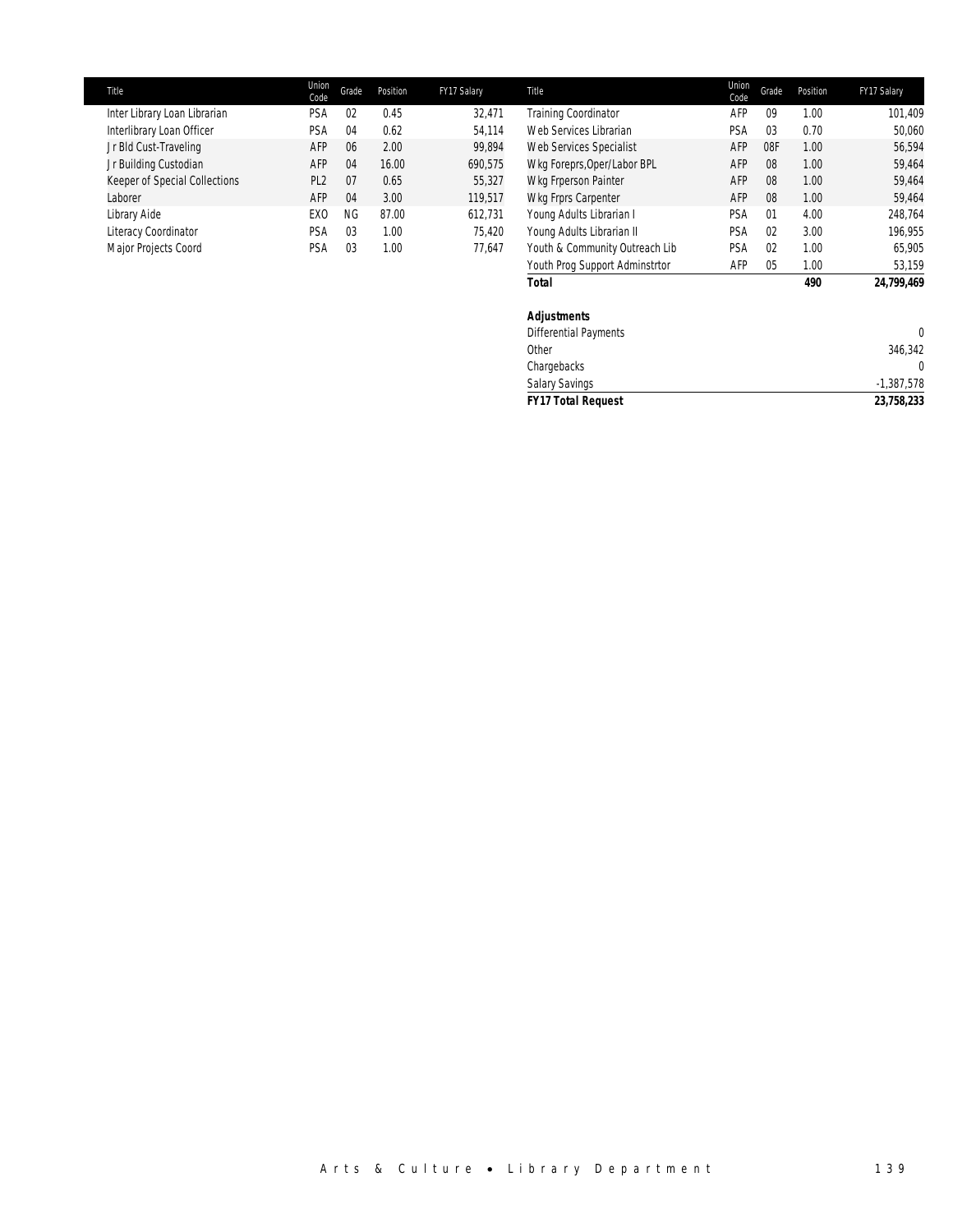| Title | Union Code | Grade | Position | FY17 Salary |
|---|---|---|---|---|
| Inter Library Loan Librarian | PSA | 02 | 0.45 | 32,471 |
| Interlibrary Loan Officer | PSA | 04 | 0.62 | 54,114 |
| Jr Bld Cust-Traveling | AFP | 06 | 2.00 | 99,894 |
| Jr Building Custodian | AFP | 04 | 16.00 | 690,575 |
| Keeper of Special Collections | PL2 | 07 | 0.65 | 55,327 |
| Laborer | AFP | 04 | 3.00 | 119,517 |
| Library Aide | EXO | NG | 87.00 | 612,731 |
| Literacy Coordinator | PSA | 03 | 1.00 | 75,420 |
| Major Projects Coord | PSA | 03 | 1.00 | 77,647 |
| Training Coordinator | AFP | 09 | 1.00 | 101,409 |
| Web Services Librarian | PSA | 03 | 0.70 | 50,060 |
| Web Services Specialist | AFP | 08F | 1.00 | 56,594 |
| Wkg Foreprs,Oper/Labor BPL | AFP | 08 | 1.00 | 59,464 |
| Wkg Frperson Painter | AFP | 08 | 1.00 | 59,464 |
| Wkg Frprs Carpenter | AFP | 08 | 1.00 | 59,464 |
| Young Adults Librarian I | PSA | 01 | 4.00 | 248,764 |
| Young Adults Librarian II | PSA | 02 | 3.00 | 196,955 |
| Youth & Community Outreach Lib | PSA | 02 | 1.00 | 65,905 |
| Youth Prog Support Adminstrtor | AFP | 05 | 1.00 | 53,159 |
| **Total** | | | **490** | **24,799,469** |

| **Adjustments** | |
|---|---|
| Differential Payments | 0 |
| Other | 346,342 |
| Chargebacks | 0 |
| Salary Savings | -1,387,578 |
| ***FY17 Total Request*** | **23,758,233** |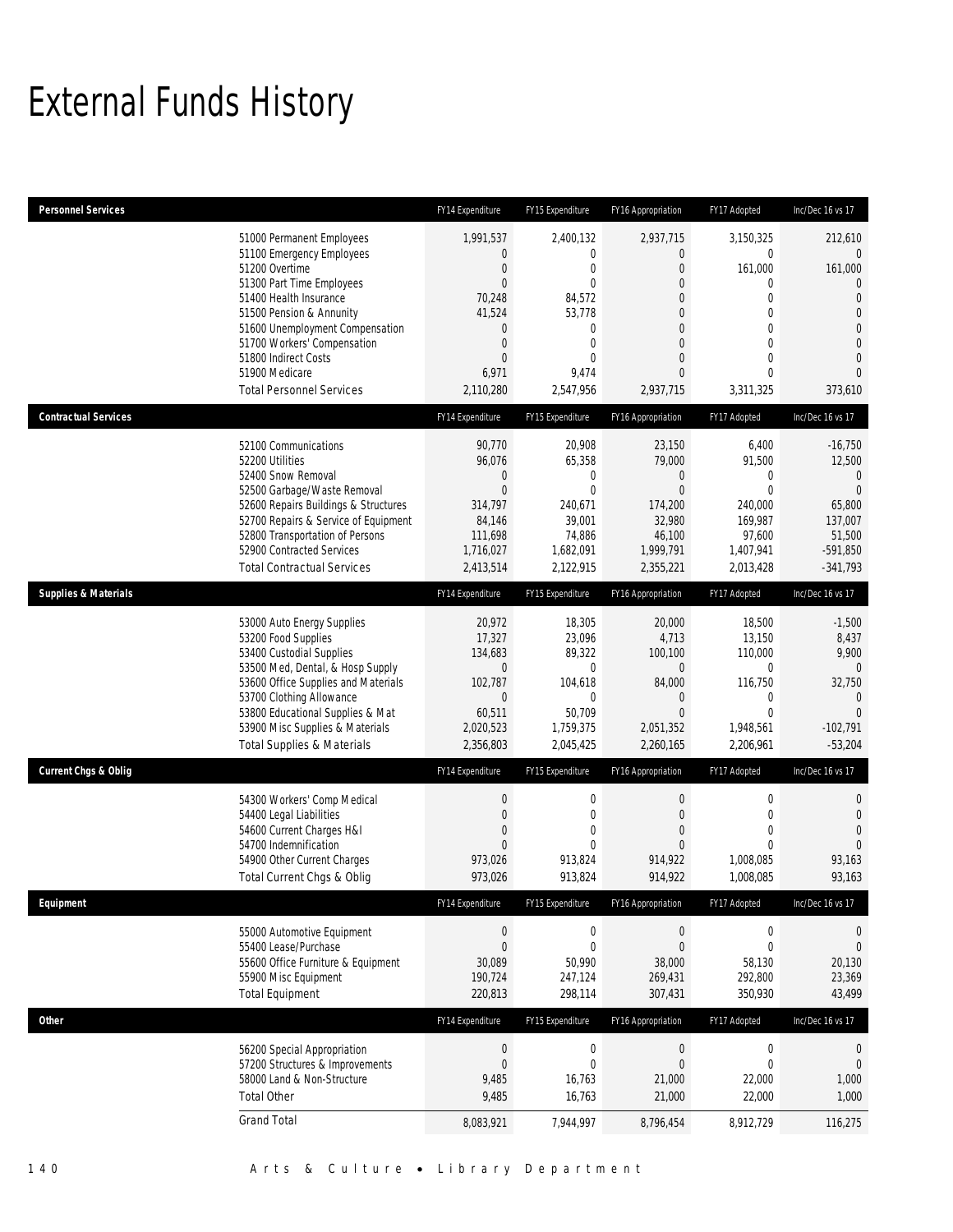# External Funds History

| Personnel Services | FY14 Expenditure | FY15 Expenditure | FY16 Appropriation | FY17 Adopted | Inc/Dec 16 vs 17 |
|---|---|---|---|---|---|
| 51000 Permanent Employees | 1,991,537 | 2,400,132 | 2,937,715 | 3,150,325 | 212,610 |
| 51100 Emergency Employees | 0 | 0 | 0 | 0 | 0 |
| 51200 Overtime | 0 | 0 | 0 | 161,000 | 161,000 |
| 51300 Part Time Employees | 0 | 0 | 0 | 0 | 0 |
| 51400 Health Insurance | 70,248 | 84,572 | 0 | 0 | 0 |
| 51500 Pension & Annunity | 41,524 | 53,778 | 0 | 0 | 0 |
| 51600 Unemployment Compensation | 0 | 0 | 0 | 0 | 0 |
| 51700 Workers' Compensation | 0 | 0 | 0 | 0 | 0 |
| 51800 Indirect Costs | 0 | 0 | 0 | 0 | 0 |
| 51900 Medicare | 6,971 | 9,474 | 0 | 0 | 0 |
| Total Personnel Services | 2,110,280 | 2,547,956 | 2,937,715 | 3,311,325 | 373,610 |

| Contractual Services | FY14 Expenditure | FY15 Expenditure | FY16 Appropriation | FY17 Adopted | Inc/Dec 16 vs 17 |
|---|---|---|---|---|---|
| 52100 Communications | 90,770 | 20,908 | 23,150 | 6,400 | -16,750 |
| 52200 Utilities | 96,076 | 65,358 | 79,000 | 91,500 | 12,500 |
| 52400 Snow Removal | 0 | 0 | 0 | 0 | 0 |
| 52500 Garbage/Waste Removal | 0 | 0 | 0 | 0 | 0 |
| 52600 Repairs Buildings & Structures | 314,797 | 240,671 | 174,200 | 240,000 | 65,800 |
| 52700 Repairs & Service of Equipment | 84,146 | 39,001 | 32,980 | 169,987 | 137,007 |
| 52800 Transportation of Persons | 111,698 | 74,886 | 46,100 | 97,600 | 51,500 |
| 52900 Contracted Services | 1,716,027 | 1,682,091 | 1,999,791 | 1,407,941 | -591,850 |
| Total Contractual Services | 2,413,514 | 2,122,915 | 2,355,221 | 2,013,428 | -341,793 |

| Supplies & Materials | FY14 Expenditure | FY15 Expenditure | FY16 Appropriation | FY17 Adopted | Inc/Dec 16 vs 17 |
|---|---|---|---|---|---|
| 53000 Auto Energy Supplies | 20,972 | 18,305 | 20,000 | 18,500 | -1,500 |
| 53200 Food Supplies | 17,327 | 23,096 | 4,713 | 13,150 | 8,437 |
| 53400 Custodial Supplies | 134,683 | 89,322 | 100,100 | 110,000 | 9,900 |
| 53500 Med, Dental, & Hosp Supply | 0 | 0 | 0 | 0 | 0 |
| 53600 Office Supplies and Materials | 102,787 | 104,618 | 84,000 | 116,750 | 32,750 |
| 53700 Clothing Allowance | 0 | 0 | 0 | 0 | 0 |
| 53800 Educational Supplies & Mat | 60,511 | 50,709 | 0 | 0 | 0 |
| 53900 Misc Supplies & Materials | 2,020,523 | 1,759,375 | 2,051,352 | 1,948,561 | -102,791 |
| Total Supplies & Materials | 2,356,803 | 2,045,425 | 2,260,165 | 2,206,961 | -53,204 |

| Current Chgs & Oblig | FY14 Expenditure | FY15 Expenditure | FY16 Appropriation | FY17 Adopted | Inc/Dec 16 vs 17 |
|---|---|---|---|---|---|
| 54300 Workers' Comp Medical | 0 | 0 | 0 | 0 | 0 |
| 54400 Legal Liabilities | 0 | 0 | 0 | 0 | 0 |
| 54600 Current Charges H&I | 0 | 0 | 0 | 0 | 0 |
| 54700 Indemnification | 0 | 0 | 0 | 0 | 0 |
| 54900 Other Current Charges | 973,026 | 913,824 | 914,922 | 1,008,085 | 93,163 |
| Total Current Chgs & Oblig | 973,026 | 913,824 | 914,922 | 1,008,085 | 93,163 |

| Equipment | FY14 Expenditure | FY15 Expenditure | FY16 Appropriation | FY17 Adopted | Inc/Dec 16 vs 17 |
|---|---|---|---|---|---|
| 55000 Automotive Equipment | 0 | 0 | 0 | 0 | 0 |
| 55400 Lease/Purchase | 0 | 0 | 0 | 0 | 0 |
| 55600 Office Furniture & Equipment | 30,089 | 50,990 | 38,000 | 58,130 | 20,130 |
| 55900 Misc Equipment | 190,724 | 247,124 | 269,431 | 292,800 | 23,369 |
| Total Equipment | 220,813 | 298,114 | 307,431 | 350,930 | 43,499 |

| Other | FY14 Expenditure | FY15 Expenditure | FY16 Appropriation | FY17 Adopted | Inc/Dec 16 vs 17 |
|---|---|---|---|---|---|
| 56200 Special Appropriation | 0 | 0 | 0 | 0 | 0 |
| 57200 Structures & Improvements | 0 | 0 | 0 | 0 | 0 |
| 58000 Land & Non-Structure | 9,485 | 16,763 | 21,000 | 22,000 | 1,000 |
| Total Other | 9,485 | 16,763 | 21,000 | 22,000 | 1,000 |
| Grand Total | 8,083,921 | 7,944,997 | 8,796,454 | 8,912,729 | 116,275 |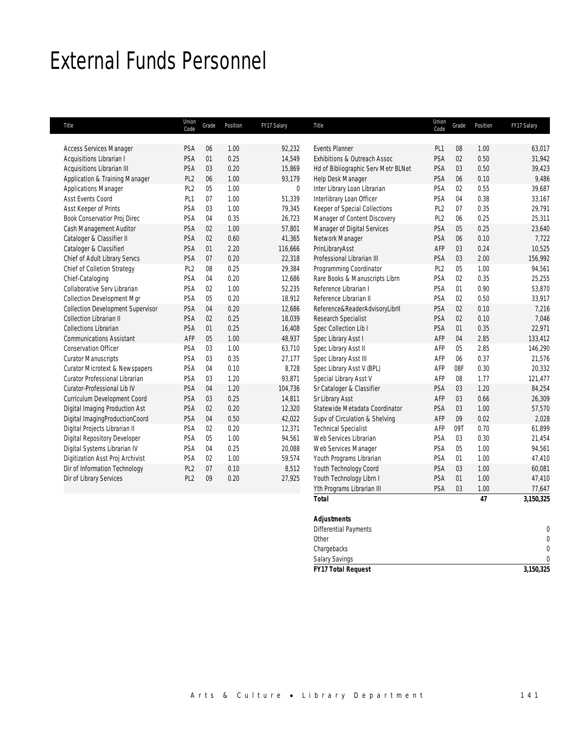# External Funds Personnel

| Title | Union Code | Grade | Position | FY17 Salary |
|---|---|---|---|---|
| Access Services Manager | PSA | 06 | 1.00 | 92,232 |
| Acquisitions Librarian I | PSA | 01 | 0.25 | 14,549 |
| Acquisitions Librarian III | PSA | 03 | 0.20 | 15,869 |
| Application & Training Manager | PL2 | 06 | 1.00 | 93,179 |
| Applications Manager | PL2 | 05 | 1.00 | 0 |
| Asst Events Coord | PL1 | 07 | 1.00 | 51,339 |
| Asst Keeper of Prints | PSA | 03 | 1.00 | 79,345 |
| Book Conservatior Proj Direc | PSA | 04 | 0.35 | 26,723 |
| Cash Management Auditor | PSA | 02 | 1.00 | 57,801 |
| Cataloger & Classifier II | PSA | 02 | 0.60 | 41,365 |
| Cataloger & ClassifierI | PSA | 01 | 2.20 | 116,666 |
| Chief of Adult Library Servcs | PSA | 07 | 0.20 | 22,318 |
| Chief of Colletion Strategy | PL2 | 08 | 0.25 | 29,384 |
| Chief-Cataloging | PSA | 04 | 0.20 | 12,686 |
| Collaborative Serv Librarian | PSA | 02 | 1.00 | 52,235 |
| Collection Development Mgr | PSA | 05 | 0.20 | 18,912 |
| Collection Development Supervisor | PSA | 04 | 0.20 | 12,686 |
| Collection Librarian II | PSA | 02 | 0.25 | 18,039 |
| Collections Librarian | PSA | 01 | 0.25 | 16,408 |
| Communications Assistant | AFP | 05 | 1.00 | 48,937 |
| Conservation Officer | PSA | 03 | 1.00 | 63,710 |
| Curator Manuscripts | PSA | 03 | 0.35 | 27,177 |
| Curator Microtext & Newspapers | PSA | 04 | 0.10 | 8,728 |
| Curator Professional Librarian | PSA | 03 | 1.20 | 93,871 |
| Curator-Professional Lib IV | PSA | 04 | 1.20 | 104,736 |
| Curriculum Development Coord | PSA | 03 | 0.25 | 14,811 |
| Digital Imaging Production Ast | PSA | 02 | 0.20 | 12,320 |
| Digital ImagingProductionCoord | PSA | 04 | 0.50 | 42,022 |
| Digital Projects Librarian II | PSA | 02 | 0.20 | 12,371 |
| Digital Repository Developer | PSA | 05 | 1.00 | 94,561 |
| Digital Systems Librarian IV | PSA | 04 | 0.25 | 20,088 |
| Digitization Asst Proj Archivist | PSA | 02 | 1.00 | 59,574 |
| Dir of Information Technology | PL2 | 07 | 0.10 | 8,512 |
| Dir of Library Services | PL2 | 09 | 0.20 | 27,925 |
| Events Planner | PL1 | 08 | 1.00 | 63,017 |
| Exhibitions & Outreach Assoc | PSA | 02 | 0.50 | 31,942 |
| Hd of Bibliographic Serv Metr BLNet | PSA | 03 | 0.50 | 39,423 |
| Help Desk Manager | PSA | 06 | 0.10 | 9,486 |
| Inter Library Loan Librarian | PSA | 02 | 0.55 | 39,687 |
| Interlibrary Loan Officer | PSA | 04 | 0.38 | 33,167 |
| Keeper of Special Collections | PL2 | 07 | 0.35 | 29,791 |
| Manager of Content Discovery | PL2 | 06 | 0.25 | 25,311 |
| Manager of Digital Services | PSA | 05 | 0.25 | 23,640 |
| Network Manager | PSA | 06 | 0.10 | 7,722 |
| PrinLibraryAsst | AFP | 03 | 0.24 | 10,525 |
| Professional Librarian III | PSA | 03 | 2.00 | 156,992 |
| Programming Coordinator | PL2 | 05 | 1.00 | 94,561 |
| Rare Books & Manuscripts Librn | PSA | 02 | 0.35 | 25,255 |
| Reference Librarian I | PSA | 01 | 0.90 | 53,870 |
| Reference Librarian II | PSA | 02 | 0.50 | 33,917 |
| Reference&ReaderAdvisoryLibrII | PSA | 02 | 0.10 | 7,216 |
| Research Specialist | PSA | 02 | 0.10 | 7,046 |
| Spec Collection Lib I | PSA | 01 | 0.35 | 22,971 |
| Spec Library Asst I | AFP | 04 | 2.85 | 133,412 |
| Spec Library Asst II | AFP | 05 | 2.85 | 146,290 |
| Spec Library Asst III | AFP | 06 | 0.37 | 21,576 |
| Spec Library Asst V (BPL) | AFP | 08F | 0.30 | 20,332 |
| Special Library Asst V | AFP | 08 | 1.77 | 121,477 |
| Sr Cataloger & Classifier | PSA | 03 | 1.20 | 84,254 |
| Sr Library Asst | AFP | 03 | 0.66 | 26,309 |
| Statewide Metadata Coordinator | PSA | 03 | 1.00 | 57,570 |
| Supv of Circulation & Shelving | AFP | 09 | 0.02 | 2,028 |
| Technical Specialist | AFP | 09T | 0.70 | 61,899 |
| Web Services Librarian | PSA | 03 | 0.30 | 21,454 |
| Web Services Manager | PSA | 05 | 1.00 | 94,561 |
| Youth Programs Librarian | PSA | 01 | 1.00 | 47,410 |
| Youth Technology Coord | PSA | 03 | 1.00 | 60,081 |
| Youth Technology Librn I | PSA | 01 | 1.00 | 47,410 |
| Yth Programs Librarian III | PSA | 03 | 1.00 | 77,647 |
| **Total** | | | **47** | **3,150,325** |

| **Adjustments** | |
|---|---|
| Differential Payments | 0 |
| Other | 0 |
| Chargebacks | 0 |
| Salary Savings | 0 |
| ***FY17 Total Request*** | **3,150,325** |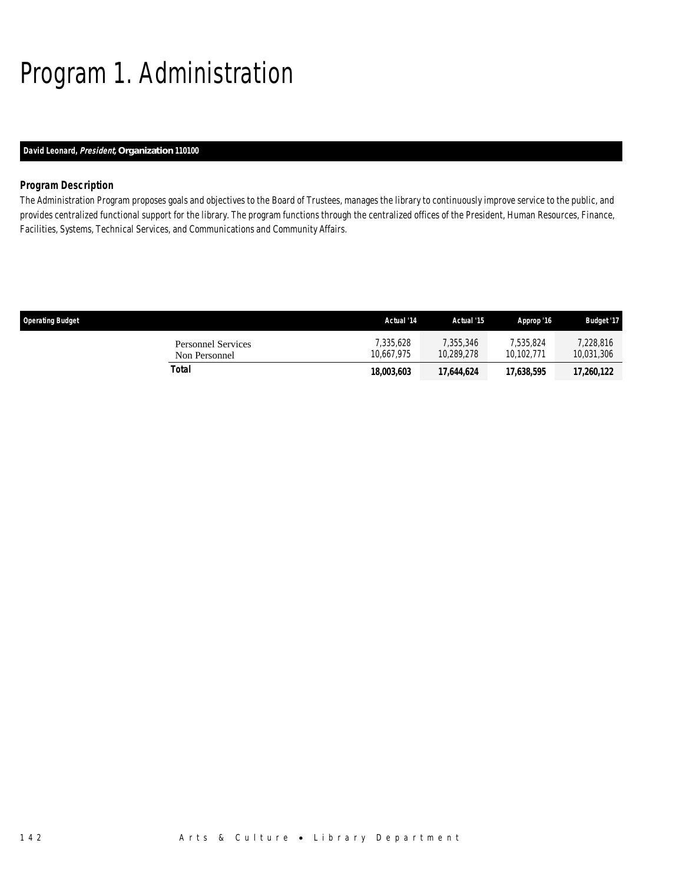# Program 1. Administration

**David Leonard, *President*, Organization 110100**

### Program Description

The Administration Program proposes goals and objectives to the Board of Trustees, manages the library to continuously improve service to the public, and provides centralized functional support for the library. The program functions through the centralized offices of the President, Human Resources, Finance, Facilities, Systems, Technical Services, and Communications and Community Affairs.

| Operating Budget | Actual '14 | Actual '15 | Approp '16 | Budget '17 |
|---|---|---|---|---|
| Personnel Services | 7,335,628 | 7,355,346 | 7,535,824 | 7,228,816 |
| Non Personnel | 10,667,975 | 10,289,278 | 10,102,771 | 10,031,306 |
| **Total** | **18,003,603** | **17,644,624** | **17,638,595** | **17,260,122** |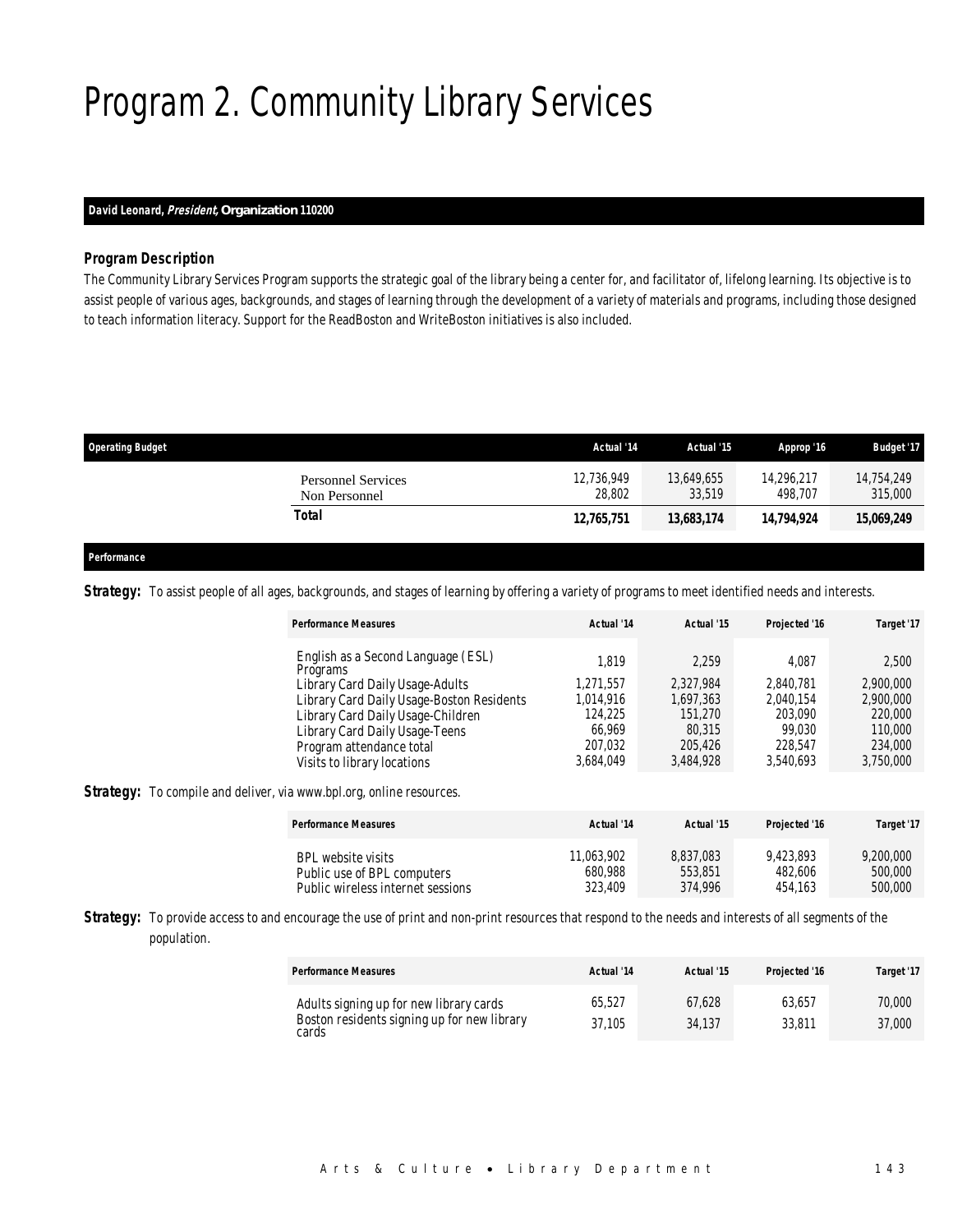# Program 2. Community Library Services

***David Leonard, President, Organization 110200***

### *Program Description*

The Community Library Services Program supports the strategic goal of the library being a center for, and facilitator of, lifelong learning. Its objective is to assist people of various ages, backgrounds, and stages of learning through the development of a variety of materials and programs, including those designed to teach information literacy. Support for the ReadBoston and WriteBoston initiatives is also included.

| Operating Budget | Actual '14 | Actual '15 | Approp '16 | Budget '17 |
|---|---|---|---|---|
| Personnel Services | 12,736,949 | 13,649,655 | 14,296,217 | 14,754,249 |
| Non Personnel | 28,802 | 33,519 | 498,707 | 315,000 |
| **Total** | **12,765,751** | **13,683,174** | **14,794,924** | **15,069,249** |

***Performance***

**Strategy:** To assist people of all ages, backgrounds, and stages of learning by offering a variety of programs to meet identified needs and interests.

| Performance Measures | Actual '14 | Actual '15 | Projected '16 | Target '17 |
|---|---|---|---|---|
| English as a Second Language (ESL) Programs | 1,819 | 2,259 | 4,087 | 2,500 |
| Library Card Daily Usage-Adults | 1,271,557 | 2,327,984 | 2,840,781 | 2,900,000 |
| Library Card Daily Usage-Boston Residents | 1,014,916 | 1,697,363 | 2,040,154 | 2,900,000 |
| Library Card Daily Usage-Children | 124,225 | 151,270 | 203,090 | 220,000 |
| Library Card Daily Usage-Teens | 66,969 | 80,315 | 99,030 | 110,000 |
| Program attendance total | 207,032 | 205,426 | 228,547 | 234,000 |
| Visits to library locations | 3,684,049 | 3,484,928 | 3,540,693 | 3,750,000 |

**Strategy:** To compile and deliver, via www.bpl.org, online resources.

| Performance Measures | Actual '14 | Actual '15 | Projected '16 | Target '17 |
|---|---|---|---|---|
| BPL website visits | 11,063,902 | 8,837,083 | 9,423,893 | 9,200,000 |
| Public use of BPL computers | 680,988 | 553,851 | 482,606 | 500,000 |
| Public wireless internet sessions | 323,409 | 374,996 | 454,163 | 500,000 |

**Strategy:** To provide access to and encourage the use of print and non-print resources that respond to the needs and interests of all segments of the population.

| Performance Measures | Actual '14 | Actual '15 | Projected '16 | Target '17 |
|---|---|---|---|---|
| Adults signing up for new library cards | 65,527 | 67,628 | 63,657 | 70,000 |
| Boston residents signing up for new library cards | 37,105 | 34,137 | 33,811 | 37,000 |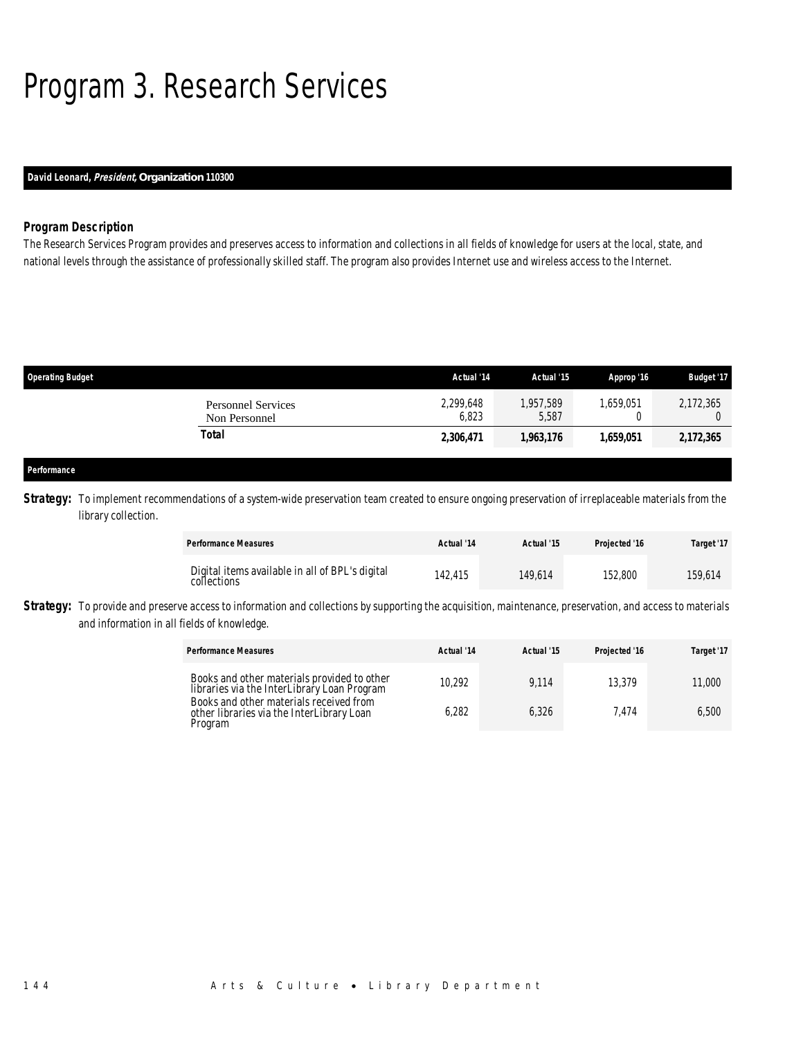# Program 3. Research Services

**David Leonard, *President*, Organization 110300**

### Program Description

The Research Services Program provides and preserves access to information and collections in all fields of knowledge for users at the local, state, and national levels through the assistance of professionally skilled staff. The program also provides Internet use and wireless access to the Internet.

| Operating Budget | Actual '14 | Actual '15 | Approp '16 | Budget '17 |
|---|---|---|---|---|
| Personnel Services | 2,299,648 | 1,957,589 | 1,659,051 | 2,172,365 |
| Non Personnel | 6,823 | 5,587 | 0 | 0 |
| **Total** | **2,306,471** | **1,963,176** | **1,659,051** | **2,172,365** |

### Performance

**Strategy:** To implement recommendations of a system-wide preservation team created to ensure ongoing preservation of irreplaceable materials from the library collection.

| Performance Measures | Actual '14 | Actual '15 | Projected '16 | Target '17 |
|---|---|---|---|---|
| Digital items available in all of BPL's digital collections | 142,415 | 149,614 | 152,800 | 159,614 |

**Strategy:** To provide and preserve access to information and collections by supporting the acquisition, maintenance, preservation, and access to materials and information in all fields of knowledge.

| Performance Measures | Actual '14 | Actual '15 | Projected '16 | Target '17 |
|---|---|---|---|---|
| Books and other materials provided to other libraries via the InterLibrary Loan Program | 10,292 | 9,114 | 13,379 | 11,000 |
| Books and other materials received from other libraries via the InterLibrary Loan Program | 6,282 | 6,326 | 7,474 | 6,500 |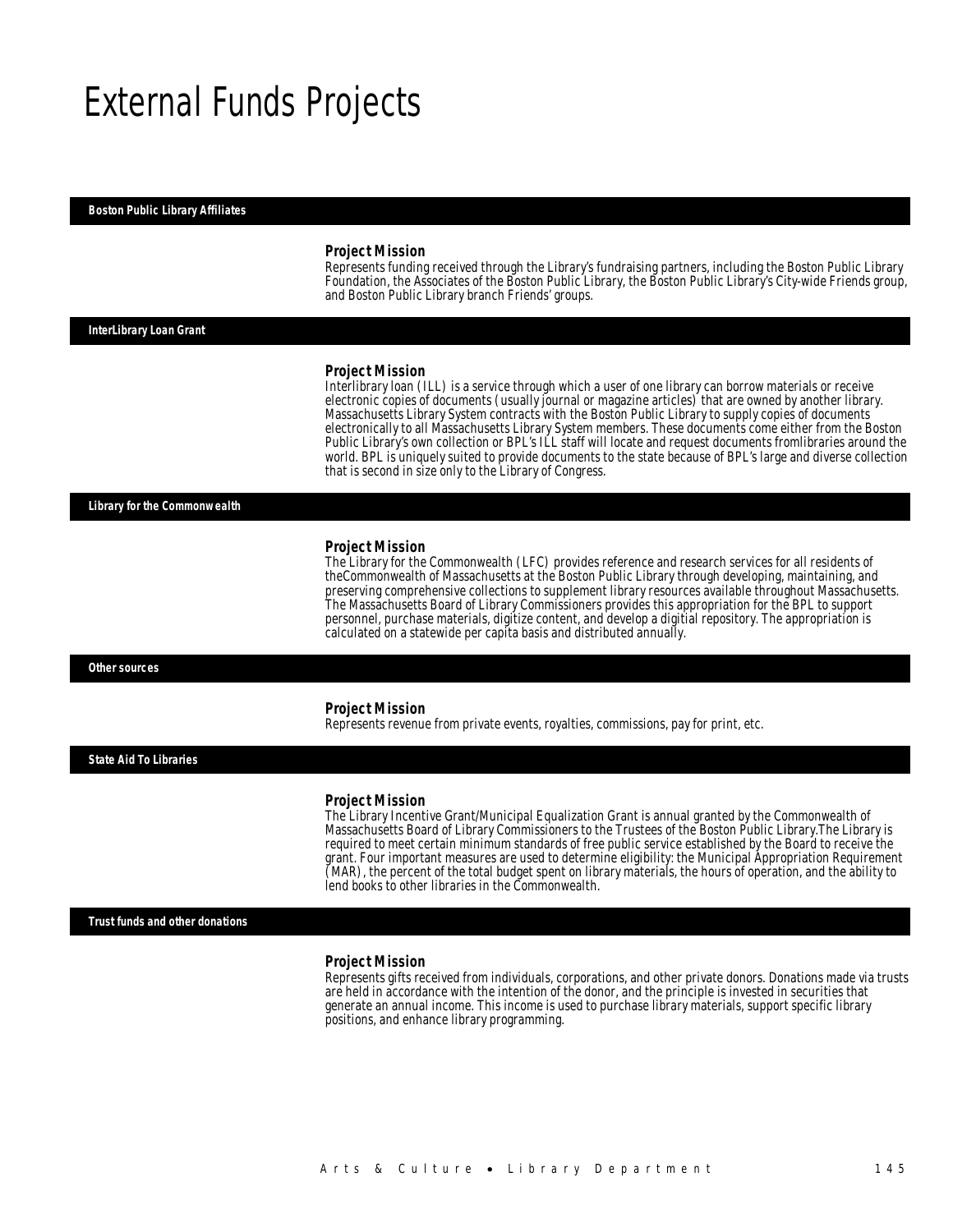# External Funds Projects

### Boston Public Library Affiliates

**Project Mission**
Represents funding received through the Library's fundraising partners, including the Boston Public Library Foundation, the Associates of the Boston Public Library, the Boston Public Library's City-wide Friends group, and Boston Public Library branch Friends' groups.

### InterLibrary Loan Grant

**Project Mission**
Interlibrary loan (ILL) is a service through which a user of one library can borrow materials or receive electronic copies of documents (usually journal or magazine articles) that are owned by another library. Massachusetts Library System contracts with the Boston Public Library to supply copies of documents electronically to all Massachusetts Library System members. These documents come either from the Boston Public Library's own collection or BPL's ILL staff will locate and request documents fromlibraries around the world. BPL is uniquely suited to provide documents to the state because of BPL's large and diverse collection that is second in size only to the Library of Congress.

### Library for the Commonwealth

**Project Mission**
The Library for the Commonwealth (LFC) provides reference and research services for all residents of theCommonwealth of Massachusetts at the Boston Public Library through developing, maintaining, and preserving comprehensive collections to supplement library resources available throughout Massachusetts. The Massachusetts Board of Library Commissioners provides this appropriation for the BPL to support personnel, purchase materials, digitize content, and develop a digitial repository. The appropriation is calculated on a statewide per capita basis and distributed annually.

### Other sources

**Project Mission**
Represents revenue from private events, royalties, commissions, pay for print, etc.

### State Aid To Libraries

**Project Mission**
The Library Incentive Grant/Municipal Equalization Grant is annual granted by the Commonwealth of Massachusetts Board of Library Commissioners to the Trustees of the Boston Public Library.The Library is required to meet certain minimum standards of free public service established by the Board to receive the grant. Four important measures are used to determine eligibility: the Municipal Appropriation Requirement (MAR), the percent of the total budget spent on library materials, the hours of operation, and the ability to lend books to other libraries in the Commonwealth.

### Trust funds and other donations

**Project Mission**
Represents gifts received from individuals, corporations, and other private donors. Donations made via trusts are held in accordance with the intention of the donor, and the principle is invested in securities that generate an annual income. This income is used to purchase library materials, support specific library positions, and enhance library programming.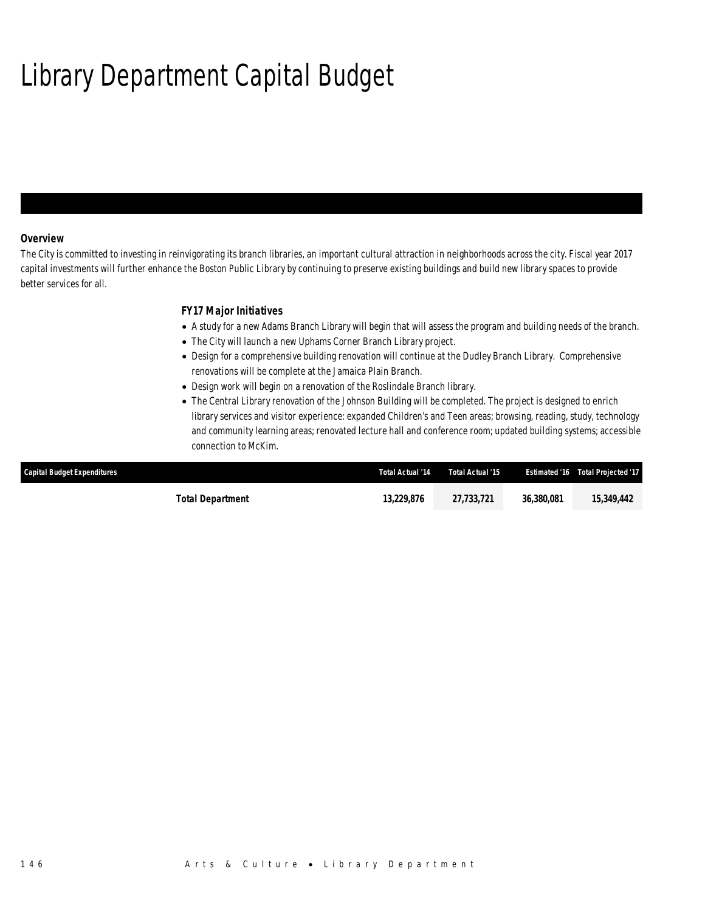# Library Department Capital Budget

## Overview

The City is committed to investing in reinvigorating its branch libraries, an important cultural attraction in neighborhoods across the city. Fiscal year 2017 capital investments will further enhance the Boston Public Library by continuing to preserve existing buildings and build new library spaces to provide better services for all.

### FY17 Major Initiatives

- A study for a new Adams Branch Library will begin that will assess the program and building needs of the branch.
- The City will launch a new Uphams Corner Branch Library project.
- Design for a comprehensive building renovation will continue at the Dudley Branch Library. Comprehensive renovations will be complete at the Jamaica Plain Branch.
- Design work will begin on a renovation of the Roslindale Branch library.
- The Central Library renovation of the Johnson Building will be completed. The project is designed to enrich library services and visitor experience: expanded Children's and Teen areas; browsing, reading, study, technology and community learning areas; renovated lecture hall and conference room; updated building systems; accessible connection to McKim.

| Capital Budget Expenditures | Total Actual '14 | Total Actual '15 | Estimated '16 | Total Projected '17 |
|---|---|---|---|---|
| **Total Department** | **13,229,876** | **27,733,721** | **36,380,081** | **15,349,442** |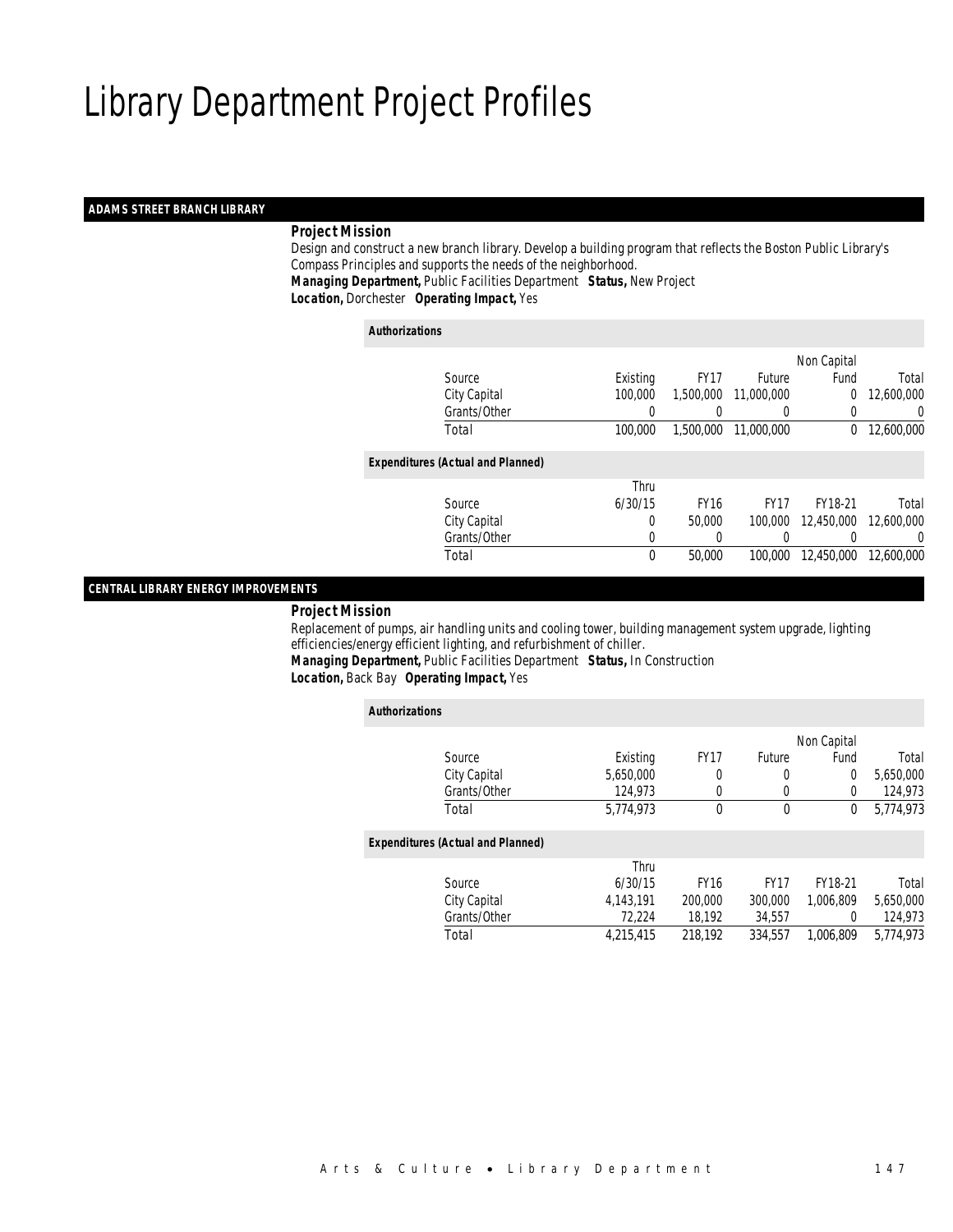# Library Department Project Profiles

## ADAMS STREET BRANCH LIBRARY

***Project Mission***

Design and construct a new branch library. Develop a building program that reflects the Boston Public Library's Compass Principles and supports the needs of the neighborhood.

***Managing Department,*** Public Facilities Department ***Status,*** New Project

***Location,*** Dorchester ***Operating Impact,*** Yes

***Authorizations***

| Source | Existing | FY17 | Future | Non Capital Fund | Total |
|---|---|---|---|---|---|
| City Capital | 100,000 | 1,500,000 | 11,000,000 | 0 | 12,600,000 |
| Grants/Other | 0 | 0 | 0 | 0 | 0 |
| Total | 100,000 | 1,500,000 | 11,000,000 | 0 | 12,600,000 |

***Expenditures (Actual and Planned)***

| Source | Thru 6/30/15 | FY16 | FY17 | FY18-21 | Total |
|---|---|---|---|---|---|
| City Capital | 0 | 50,000 | 100,000 | 12,450,000 | 12,600,000 |
| Grants/Other | 0 | 0 | 0 | 0 | 0 |
| Total | 0 | 50,000 | 100,000 | 12,450,000 | 12,600,000 |

## CENTRAL LIBRARY ENERGY IMPROVEMENTS

***Project Mission***

Replacement of pumps, air handling units and cooling tower, building management system upgrade, lighting efficiencies/energy efficient lighting, and refurbishment of chiller.

***Managing Department,*** Public Facilities Department ***Status,*** In Construction

***Location,*** Back Bay ***Operating Impact,*** Yes

***Authorizations***

| Source | Existing | FY17 | Future | Non Capital Fund | Total |
|---|---|---|---|---|---|
| City Capital | 5,650,000 | 0 | 0 | 0 | 5,650,000 |
| Grants/Other | 124,973 | 0 | 0 | 0 | 124,973 |
| Total | 5,774,973 | 0 | 0 | 0 | 5,774,973 |

***Expenditures (Actual and Planned)***

| Source | Thru 6/30/15 | FY16 | FY17 | FY18-21 | Total |
|---|---|---|---|---|---|
| City Capital | 4,143,191 | 200,000 | 300,000 | 1,006,809 | 5,650,000 |
| Grants/Other | 72,224 | 18,192 | 34,557 | 0 | 124,973 |
| Total | 4,215,415 | 218,192 | 334,557 | 1,006,809 | 5,774,973 |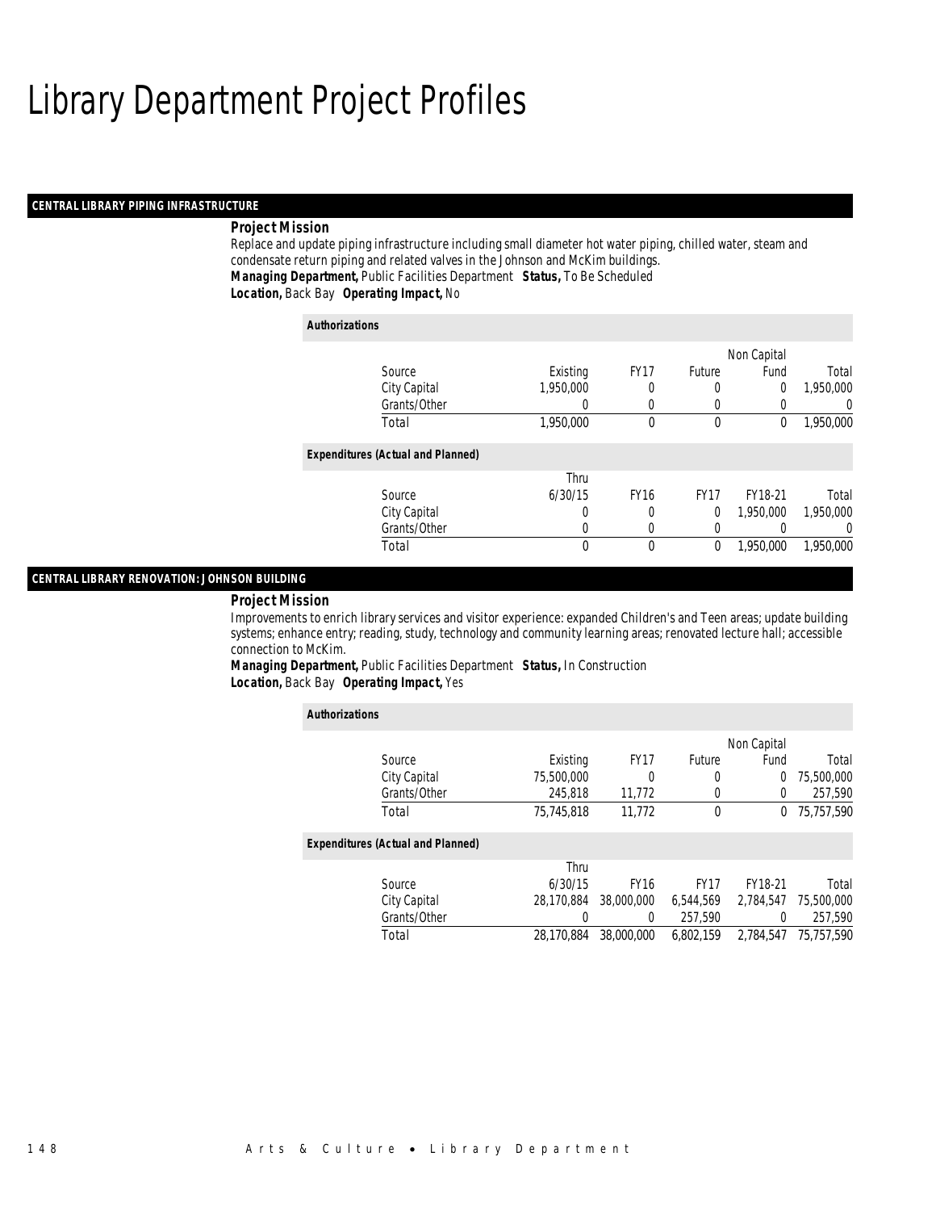# Library Department Project Profiles

## CENTRAL LIBRARY PIPING INFRASTRUCTURE

**Project Mission**

Replace and update piping infrastructure including small diameter hot water piping, chilled water, steam and condensate return piping and related valves in the Johnson and McKim buildings.

***Managing Department,*** Public Facilities Department ***Status,*** To Be Scheduled
***Location,*** Back Bay ***Operating Impact,*** No

**Authorizations**

| Source | Existing | FY17 | Future | Non Capital Fund | Total |
|---|---|---|---|---|---|
| City Capital | 1,950,000 | 0 | 0 | 0 | 1,950,000 |
| Grants/Other | 0 | 0 | 0 | 0 | 0 |
| Total | 1,950,000 | 0 | 0 | 0 | 1,950,000 |

**Expenditures (Actual and Planned)**

| Source | Thru 6/30/15 | FY16 | FY17 | FY18-21 | Total |
|---|---|---|---|---|---|
| City Capital | 0 | 0 | 0 | 1,950,000 | 1,950,000 |
| Grants/Other | 0 | 0 | 0 | 0 | 0 |
| Total | 0 | 0 | 0 | 1,950,000 | 1,950,000 |

## CENTRAL LIBRARY RENOVATION: JOHNSON BUILDING

**Project Mission**

Improvements to enrich library services and visitor experience: expanded Children's and Teen areas; update building systems; enhance entry; reading, study, technology and community learning areas; renovated lecture hall; accessible connection to McKim.

***Managing Department,*** Public Facilities Department ***Status,*** In Construction
***Location,*** Back Bay ***Operating Impact,*** Yes

**Authorizations**

| Source | Existing | FY17 | Future | Non Capital Fund | Total |
|---|---|---|---|---|---|
| City Capital | 75,500,000 | 0 | 0 | 0 | 75,500,000 |
| Grants/Other | 245,818 | 11,772 | 0 | 0 | 257,590 |
| Total | 75,745,818 | 11,772 | 0 | 0 | 75,757,590 |

**Expenditures (Actual and Planned)**

| Source | Thru 6/30/15 | FY16 | FY17 | FY18-21 | Total |
|---|---|---|---|---|---|
| City Capital | 28,170,884 | 38,000,000 | 6,544,569 | 2,784,547 | 75,500,000 |
| Grants/Other | 0 | 0 | 257,590 | 0 | 257,590 |
| Total | 28,170,884 | 38,000,000 | 6,802,159 | 2,784,547 | 75,757,590 |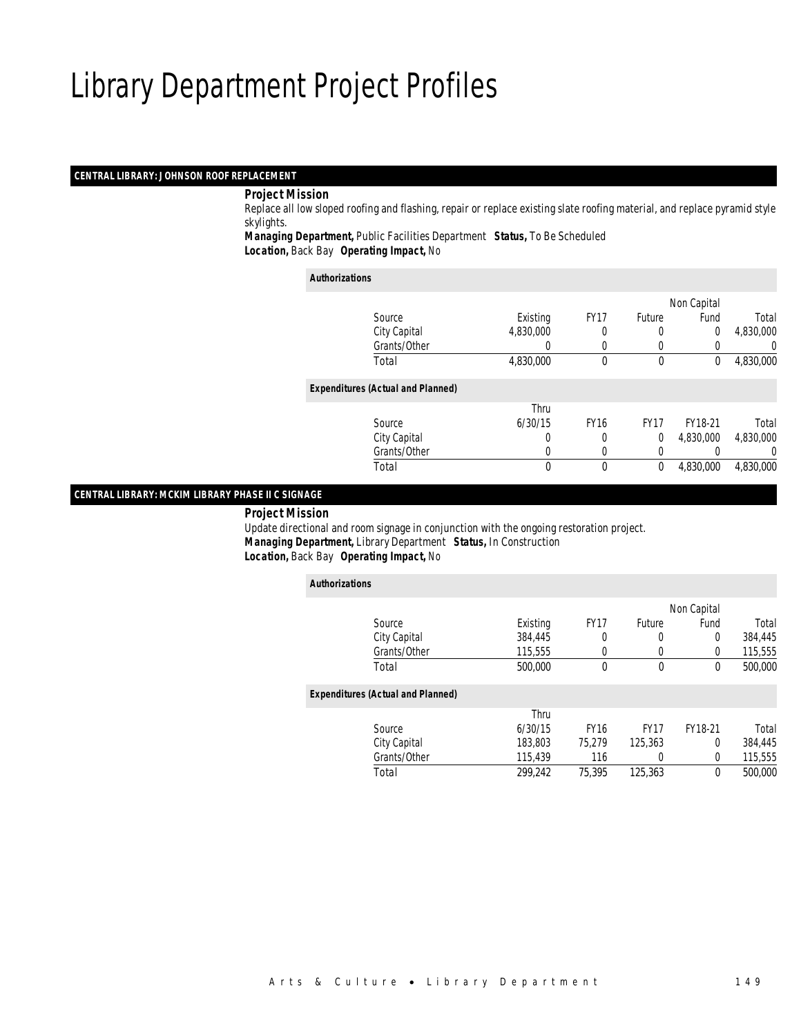# Library Department Project Profiles

## CENTRAL LIBRARY: JOHNSON ROOF REPLACEMENT

***Project Mission***

Replace all low sloped roofing and flashing, repair or replace existing slate roofing material, and replace pyramid style skylights.

***Managing Department,*** Public Facilities Department ***Status,*** To Be Scheduled
***Location,*** Back Bay ***Operating Impact,*** No

***Authorizations***

| Source | Existing | FY17 | Future | Non Capital Fund | Total |
|---|---|---|---|---|---|
| City Capital | 4,830,000 | 0 | 0 | 0 | 4,830,000 |
| Grants/Other | 0 | 0 | 0 | 0 | 0 |
| Total | 4,830,000 | 0 | 0 | 0 | 4,830,000 |

***Expenditures (Actual and Planned)***

| Source | Thru 6/30/15 | FY16 | FY17 | FY18-21 | Total |
|---|---|---|---|---|---|
| City Capital | 0 | 0 | 0 | 4,830,000 | 4,830,000 |
| Grants/Other | 0 | 0 | 0 | 0 | 0 |
| Total | 0 | 0 | 0 | 4,830,000 | 4,830,000 |

## CENTRAL LIBRARY: MCKIM LIBRARY PHASE II C SIGNAGE

***Project Mission***

Update directional and room signage in conjunction with the ongoing restoration project.

***Managing Department,*** Library Department ***Status,*** In Construction
***Location,*** Back Bay ***Operating Impact,*** No

***Authorizations***

| Source | Existing | FY17 | Future | Non Capital Fund | Total |
|---|---|---|---|---|---|
| City Capital | 384,445 | 0 | 0 | 0 | 384,445 |
| Grants/Other | 115,555 | 0 | 0 | 0 | 115,555 |
| Total | 500,000 | 0 | 0 | 0 | 500,000 |

***Expenditures (Actual and Planned)***

| Source | Thru 6/30/15 | FY16 | FY17 | FY18-21 | Total |
|---|---|---|---|---|---|
| City Capital | 183,803 | 75,279 | 125,363 | 0 | 384,445 |
| Grants/Other | 115,439 | 116 | 0 | 0 | 115,555 |
| Total | 299,242 | 75,395 | 125,363 | 0 | 500,000 |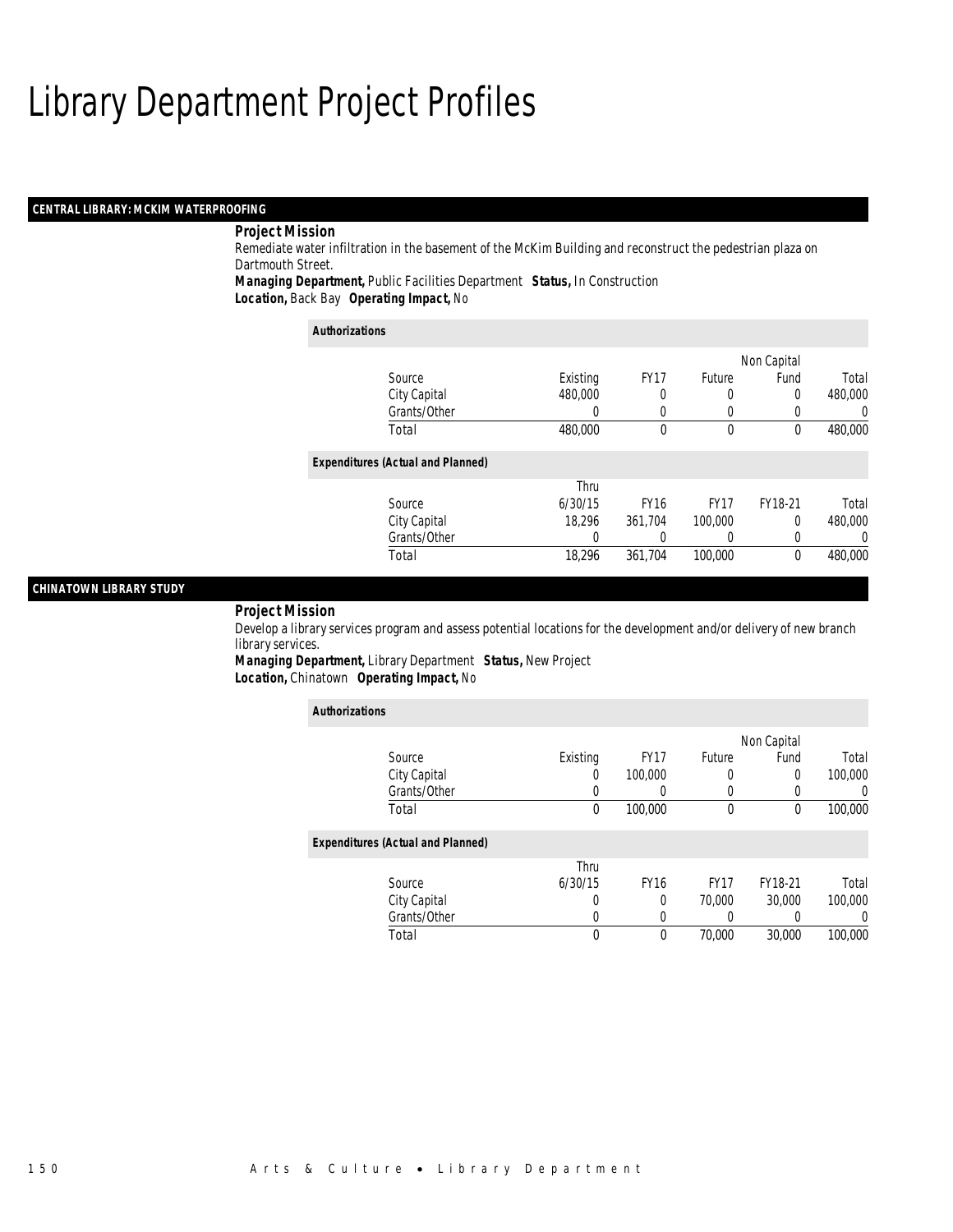# Library Department Project Profiles

## CENTRAL LIBRARY: MCKIM WATERPROOFING

**Project Mission**

Remediate water infiltration in the basement of the McKim Building and reconstruct the pedestrian plaza on Dartmouth Street.

***Managing Department,*** Public Facilities Department ***Status,*** In Construction
***Location,*** Back Bay ***Operating Impact,*** No

**Authorizations**

| Source | Existing | FY17 | Future | Non Capital Fund | Total |
|---|---|---|---|---|---|
| City Capital | 480,000 | 0 | 0 | 0 | 480,000 |
| Grants/Other | 0 | 0 | 0 | 0 | 0 |
| Total | 480,000 | 0 | 0 | 0 | 480,000 |

**Expenditures (Actual and Planned)**

| Source | Thru 6/30/15 | FY16 | FY17 | FY18-21 | Total |
|---|---|---|---|---|---|
| City Capital | 18,296 | 361,704 | 100,000 | 0 | 480,000 |
| Grants/Other | 0 | 0 | 0 | 0 | 0 |
| Total | 18,296 | 361,704 | 100,000 | 0 | 480,000 |

## CHINATOWN LIBRARY STUDY

**Project Mission**

Develop a library services program and assess potential locations for the development and/or delivery of new branch library services.

***Managing Department,*** Library Department ***Status,*** New Project
***Location,*** Chinatown ***Operating Impact,*** No

**Authorizations**

| Source | Existing | FY17 | Future | Non Capital Fund | Total |
|---|---|---|---|---|---|
| City Capital | 0 | 100,000 | 0 | 0 | 100,000 |
| Grants/Other | 0 | 0 | 0 | 0 | 0 |
| Total | 0 | 100,000 | 0 | 0 | 100,000 |

**Expenditures (Actual and Planned)**

| Source | Thru 6/30/15 | FY16 | FY17 | FY18-21 | Total |
|---|---|---|---|---|---|
| City Capital | 0 | 0 | 70,000 | 30,000 | 100,000 |
| Grants/Other | 0 | 0 | 0 | 0 | 0 |
| Total | 0 | 0 | 70,000 | 30,000 | 100,000 |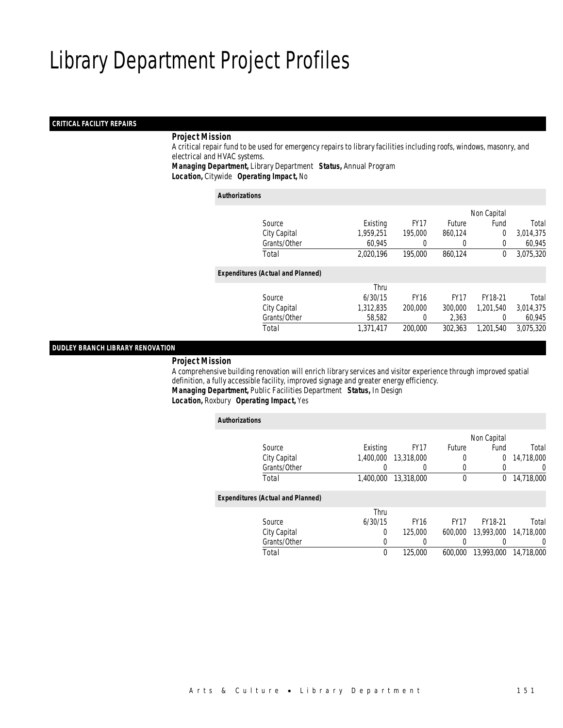# Library Department Project Profiles

## CRITICAL FACILITY REPAIRS

***Project Mission***

A critical repair fund to be used for emergency repairs to library facilities including roofs, windows, masonry, and electrical and HVAC systems.

***Managing Department,*** Library Department ***Status,*** Annual Program
***Location,*** Citywide ***Operating Impact,*** No

***Authorizations***

| Source | Existing | FY17 | Future | Non Capital Fund | Total |
|---|---|---|---|---|---|
| City Capital | 1,959,251 | 195,000 | 860,124 | 0 | 3,014,375 |
| Grants/Other | 60,945 | 0 | 0 | 0 | 60,945 |
| Total | 2,020,196 | 195,000 | 860,124 | 0 | 3,075,320 |

***Expenditures (Actual and Planned)***

| Source | Thru 6/30/15 | FY16 | FY17 | FY18-21 | Total |
|---|---|---|---|---|---|
| City Capital | 1,312,835 | 200,000 | 300,000 | 1,201,540 | 3,014,375 |
| Grants/Other | 58,582 | 0 | 2,363 | 0 | 60,945 |
| Total | 1,371,417 | 200,000 | 302,363 | 1,201,540 | 3,075,320 |

## DUDLEY BRANCH LIBRARY RENOVATION

***Project Mission***

A comprehensive building renovation will enrich library services and visitor experience through improved spatial definition, a fully accessible facility, improved signage and greater energy efficiency.

***Managing Department,*** Public Facilities Department ***Status,*** In Design
***Location,*** Roxbury ***Operating Impact,*** Yes

***Authorizations***

| Source | Existing | FY17 | Future | Non Capital Fund | Total |
|---|---|---|---|---|---|
| City Capital | 1,400,000 | 13,318,000 | 0 | 0 | 14,718,000 |
| Grants/Other | 0 | 0 | 0 | 0 | 0 |
| Total | 1,400,000 | 13,318,000 | 0 | 0 | 14,718,000 |

***Expenditures (Actual and Planned)***

| Source | Thru 6/30/15 | FY16 | FY17 | FY18-21 | Total |
|---|---|---|---|---|---|
| City Capital | 0 | 125,000 | 600,000 | 13,993,000 | 14,718,000 |
| Grants/Other | 0 | 0 | 0 | 0 | 0 |
| Total | 0 | 125,000 | 600,000 | 13,993,000 | 14,718,000 |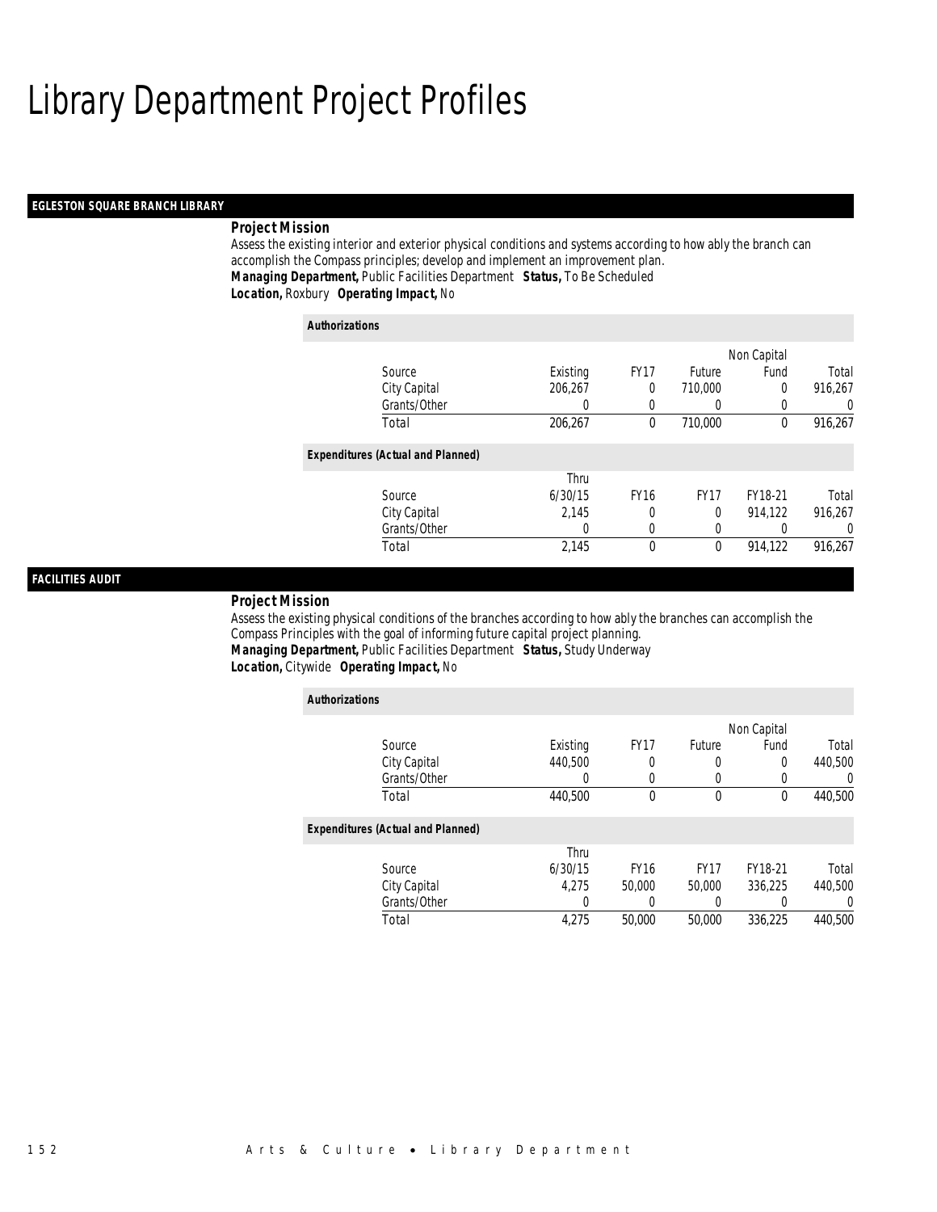# Library Department Project Profiles

## EGLESTON SQUARE BRANCH LIBRARY

**Project Mission**

Assess the existing interior and exterior physical conditions and systems according to how ably the branch can accomplish the Compass principles; develop and implement an improvement plan.

***Managing Department,*** Public Facilities Department ***Status,*** To Be Scheduled
***Location,*** Roxbury ***Operating Impact,*** No

**Authorizations**

| Source | Existing | FY17 | Future | Non Capital Fund | Total |
|---|---|---|---|---|---|
| City Capital | 206,267 | 0 | 710,000 | 0 | 916,267 |
| Grants/Other | 0 | 0 | 0 | 0 | 0 |
| Total | 206,267 | 0 | 710,000 | 0 | 916,267 |

**Expenditures (Actual and Planned)**

| Source | Thru 6/30/15 | FY16 | FY17 | FY18-21 | Total |
|---|---|---|---|---|---|
| City Capital | 2,145 | 0 | 0 | 914,122 | 916,267 |
| Grants/Other | 0 | 0 | 0 | 0 | 0 |
| Total | 2,145 | 0 | 0 | 914,122 | 916,267 |

## FACILITIES AUDIT

**Project Mission**

Assess the existing physical conditions of the branches according to how ably the branches can accomplish the Compass Principles with the goal of informing future capital project planning.

***Managing Department,*** Public Facilities Department ***Status,*** Study Underway
***Location,*** Citywide ***Operating Impact,*** No

**Authorizations**

| Source | Existing | FY17 | Future | Non Capital Fund | Total |
|---|---|---|---|---|---|
| City Capital | 440,500 | 0 | 0 | 0 | 440,500 |
| Grants/Other | 0 | 0 | 0 | 0 | 0 |
| Total | 440,500 | 0 | 0 | 0 | 440,500 |

**Expenditures (Actual and Planned)**

| Source | Thru 6/30/15 | FY16 | FY17 | FY18-21 | Total |
|---|---|---|---|---|---|
| City Capital | 4,275 | 50,000 | 50,000 | 336,225 | 440,500 |
| Grants/Other | 0 | 0 | 0 | 0 | 0 |
| Total | 4,275 | 50,000 | 50,000 | 336,225 | 440,500 |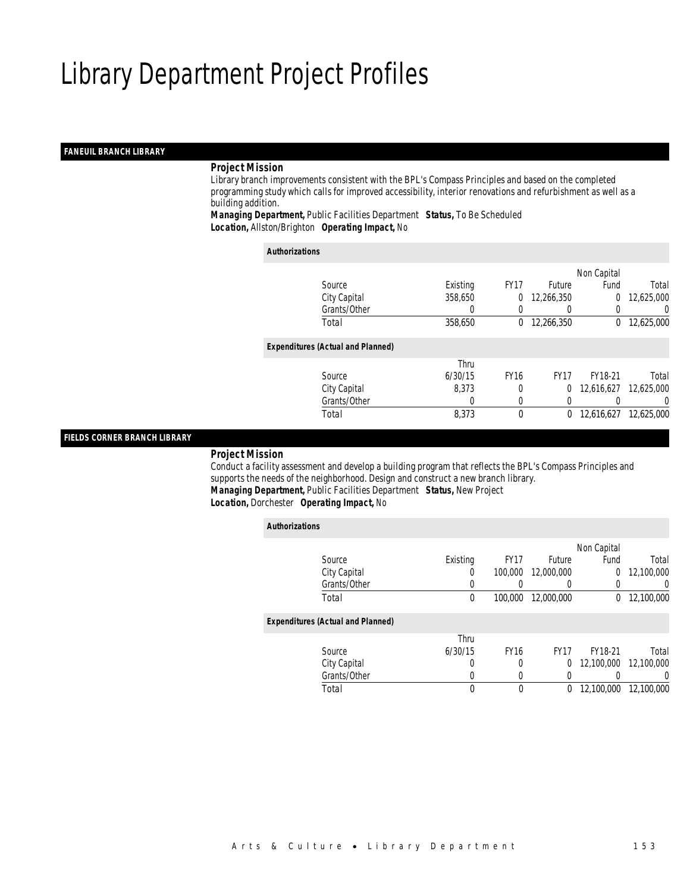# Library Department Project Profiles

### FANEUIL BRANCH LIBRARY

***Project Mission***

Library branch improvements consistent with the BPL's Compass Principles and based on the completed programming study which calls for improved accessibility, interior renovations and refurbishment as well as a building addition.

***Managing Department,*** Public Facilities Department ***Status,*** To Be Scheduled
***Location,*** Allston/Brighton ***Operating Impact,*** No

***Authorizations***

| Source | Existing | FY17 | Future | Non Capital Fund | Total |
|---|---|---|---|---|---|
| City Capital | 358,650 | 0 | 12,266,350 | 0 | 12,625,000 |
| Grants/Other | 0 | 0 | 0 | 0 | 0 |
| Total | 358,650 | 0 | 12,266,350 | 0 | 12,625,000 |

***Expenditures (Actual and Planned)***

| Source | Thru 6/30/15 | FY16 | FY17 | FY18-21 | Total |
|---|---|---|---|---|---|
| City Capital | 8,373 | 0 | 0 | 12,616,627 | 12,625,000 |
| Grants/Other | 0 | 0 | 0 | 0 | 0 |
| Total | 8,373 | 0 | 0 | 12,616,627 | 12,625,000 |

### FIELDS CORNER BRANCH LIBRARY

***Project Mission***

Conduct a facility assessment and develop a building program that reflects the BPL's Compass Principles and supports the needs of the neighborhood. Design and construct a new branch library.

***Managing Department,*** Public Facilities Department ***Status,*** New Project
***Location,*** Dorchester ***Operating Impact,*** No

***Authorizations***

| Source | Existing | FY17 | Future | Non Capital Fund | Total |
|---|---|---|---|---|---|
| City Capital | 0 | 100,000 | 12,000,000 | 0 | 12,100,000 |
| Grants/Other | 0 | 0 | 0 | 0 | 0 |
| Total | 0 | 100,000 | 12,000,000 | 0 | 12,100,000 |

***Expenditures (Actual and Planned)***

| Source | Thru 6/30/15 | FY16 | FY17 | FY18-21 | Total |
|---|---|---|---|---|---|
| City Capital | 0 | 0 | 0 | 12,100,000 | 12,100,000 |
| Grants/Other | 0 | 0 | 0 | 0 | 0 |
| Total | 0 | 0 | 0 | 12,100,000 | 12,100,000 |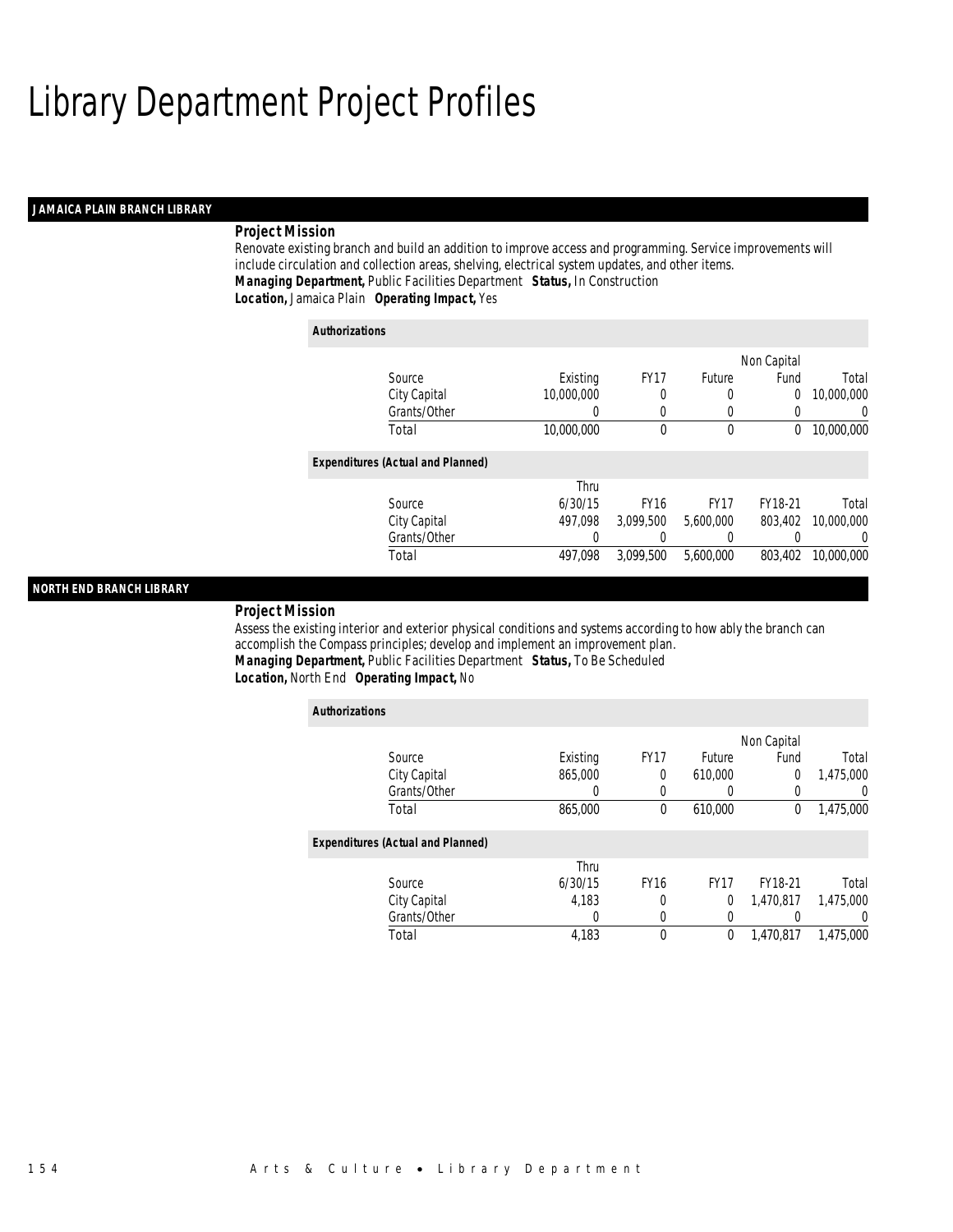# Library Department Project Profiles

## JAMAICA PLAIN BRANCH LIBRARY

***Project Mission***

Renovate existing branch and build an addition to improve access and programming. Service improvements will include circulation and collection areas, shelving, electrical system updates, and other items.

***Managing Department,*** Public Facilities Department ***Status,*** In Construction
***Location,*** Jamaica Plain ***Operating Impact,*** Yes

***Authorizations***

| Source | Existing | FY17 | Future | Non Capital Fund | Total |
|---|---|---|---|---|---|
| City Capital | 10,000,000 | 0 | 0 | 0 | 10,000,000 |
| Grants/Other | 0 | 0 | 0 | 0 | 0 |
| Total | 10,000,000 | 0 | 0 | 0 | 10,000,000 |

***Expenditures (Actual and Planned)***

| Source | Thru 6/30/15 | FY16 | FY17 | FY18-21 | Total |
|---|---|---|---|---|---|
| City Capital | 497,098 | 3,099,500 | 5,600,000 | 803,402 | 10,000,000 |
| Grants/Other | 0 | 0 | 0 | 0 | 0 |
| Total | 497,098 | 3,099,500 | 5,600,000 | 803,402 | 10,000,000 |

## NORTH END BRANCH LIBRARY

***Project Mission***

Assess the existing interior and exterior physical conditions and systems according to how ably the branch can accomplish the Compass principles; develop and implement an improvement plan.

***Managing Department,*** Public Facilities Department ***Status,*** To Be Scheduled
***Location,*** North End ***Operating Impact,*** No

***Authorizations***

| Source | Existing | FY17 | Future | Non Capital Fund | Total |
|---|---|---|---|---|---|
| City Capital | 865,000 | 0 | 610,000 | 0 | 1,475,000 |
| Grants/Other | 0 | 0 | 0 | 0 | 0 |
| Total | 865,000 | 0 | 610,000 | 0 | 1,475,000 |

***Expenditures (Actual and Planned)***

| Source | Thru 6/30/15 | FY16 | FY17 | FY18-21 | Total |
|---|---|---|---|---|---|
| City Capital | 4,183 | 0 | 0 | 1,470,817 | 1,475,000 |
| Grants/Other | 0 | 0 | 0 | 0 | 0 |
| Total | 4,183 | 0 | 0 | 1,470,817 | 1,475,000 |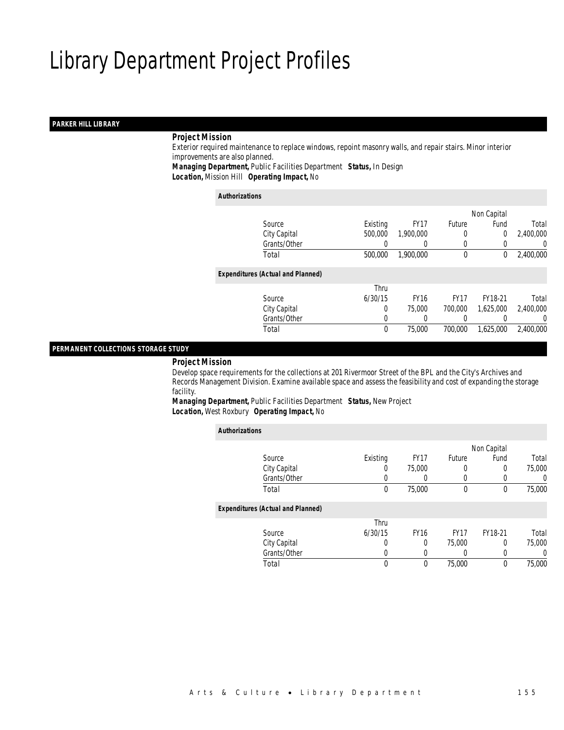# Library Department Project Profiles

## PARKER HILL LIBRARY

***Project Mission***

Exterior required maintenance to replace windows, repoint masonry walls, and repair stairs. Minor interior improvements are also planned.

***Managing Department,*** Public Facilities Department ***Status,*** In Design

***Location,*** Mission Hill ***Operating Impact,*** No

***Authorizations***

| Source | Existing | FY17 | Future | Non Capital Fund | Total |
|---|---|---|---|---|---|
| City Capital | 500,000 | 1,900,000 | 0 | 0 | 2,400,000 |
| Grants/Other | 0 | 0 | 0 | 0 | 0 |
| Total | 500,000 | 1,900,000 | 0 | 0 | 2,400,000 |

***Expenditures (Actual and Planned)***

| Source | Thru 6/30/15 | FY16 | FY17 | FY18-21 | Total |
|---|---|---|---|---|---|
| City Capital | 0 | 75,000 | 700,000 | 1,625,000 | 2,400,000 |
| Grants/Other | 0 | 0 | 0 | 0 | 0 |
| Total | 0 | 75,000 | 700,000 | 1,625,000 | 2,400,000 |

## PERMANENT COLLECTIONS STORAGE STUDY

***Project Mission***

Develop space requirements for the collections at 201 Rivermoor Street of the BPL and the City's Archives and Records Management Division. Examine available space and assess the feasibility and cost of expanding the storage facility.

***Managing Department,*** Public Facilities Department ***Status,*** New Project

***Location,*** West Roxbury ***Operating Impact,*** No

***Authorizations***

| Source | Existing | FY17 | Future | Non Capital Fund | Total |
|---|---|---|---|---|---|
| City Capital | 0 | 75,000 | 0 | 0 | 75,000 |
| Grants/Other | 0 | 0 | 0 | 0 | 0 |
| Total | 0 | 75,000 | 0 | 0 | 75,000 |

***Expenditures (Actual and Planned)***

| Source | Thru 6/30/15 | FY16 | FY17 | FY18-21 | Total |
|---|---|---|---|---|---|
| City Capital | 0 | 0 | 75,000 | 0 | 75,000 |
| Grants/Other | 0 | 0 | 0 | 0 | 0 |
| Total | 0 | 0 | 75,000 | 0 | 75,000 |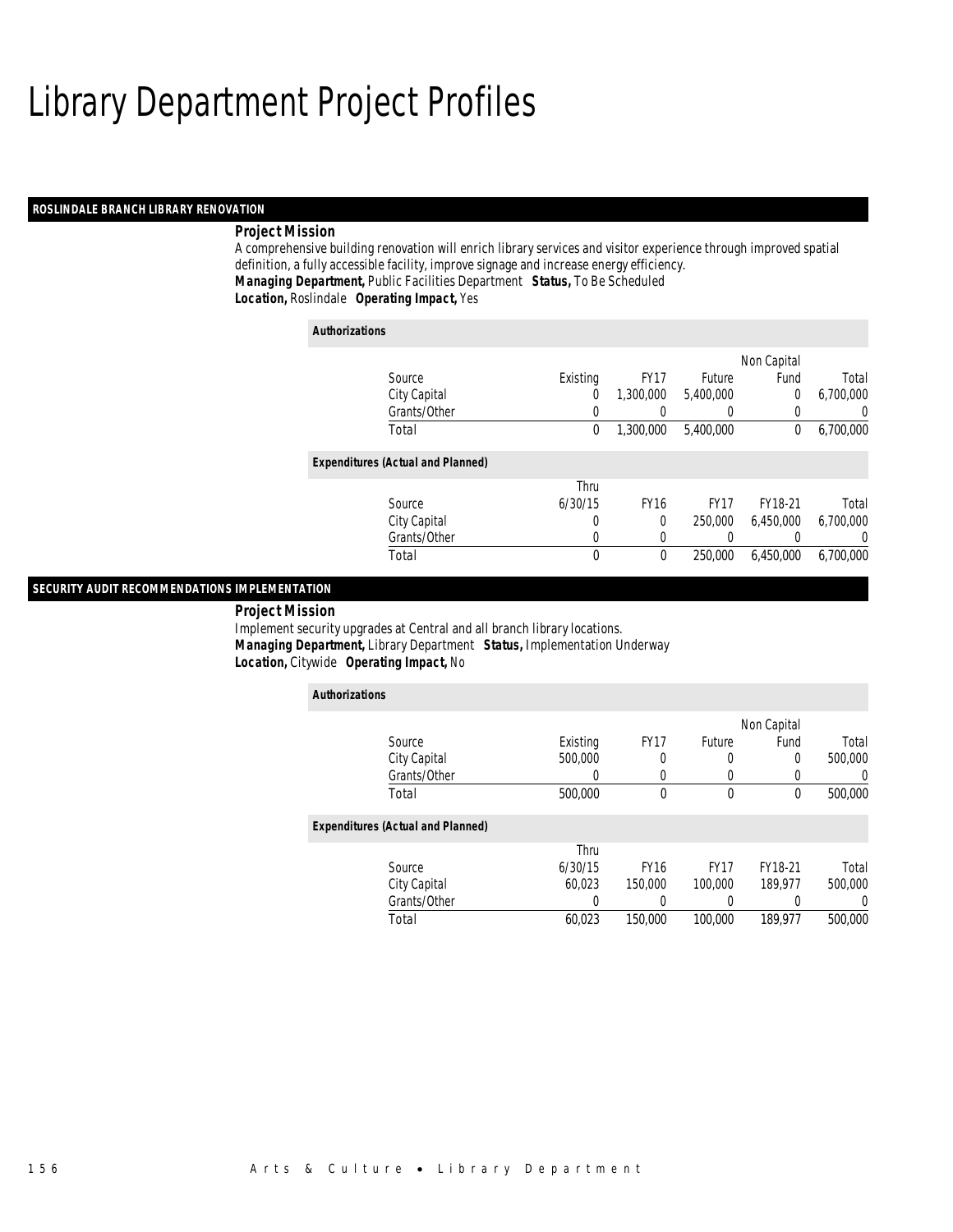# Library Department Project Profiles

## ROSLINDALE BRANCH LIBRARY RENOVATION

**Project Mission**

A comprehensive building renovation will enrich library services and visitor experience through improved spatial definition, a fully accessible facility, improve signage and increase energy efficiency.

***Managing Department,*** Public Facilities Department ***Status,*** To Be Scheduled
***Location,*** Roslindale ***Operating Impact,*** Yes

**Authorizations**

| Source | Existing | FY17 | Future | Non Capital Fund | Total |
|---|---|---|---|---|---|
| City Capital | 0 | 1,300,000 | 5,400,000 | 0 | 6,700,000 |
| Grants/Other | 0 | 0 | 0 | 0 | 0 |
| Total | 0 | 1,300,000 | 5,400,000 | 0 | 6,700,000 |

**Expenditures (Actual and Planned)**

| Source | Thru 6/30/15 | FY16 | FY17 | FY18-21 | Total |
|---|---|---|---|---|---|
| City Capital | 0 | 0 | 250,000 | 6,450,000 | 6,700,000 |
| Grants/Other | 0 | 0 | 0 | 0 | 0 |
| Total | 0 | 0 | 250,000 | 6,450,000 | 6,700,000 |

## SECURITY AUDIT RECOMMENDATIONS IMPLEMENTATION

**Project Mission**

Implement security upgrades at Central and all branch library locations.

***Managing Department,*** Library Department ***Status,*** Implementation Underway
***Location,*** Citywide ***Operating Impact,*** No

**Authorizations**

| Source | Existing | FY17 | Future | Non Capital Fund | Total |
|---|---|---|---|---|---|
| City Capital | 500,000 | 0 | 0 | 0 | 500,000 |
| Grants/Other | 0 | 0 | 0 | 0 | 0 |
| Total | 500,000 | 0 | 0 | 0 | 500,000 |

**Expenditures (Actual and Planned)**

| Source | Thru 6/30/15 | FY16 | FY17 | FY18-21 | Total |
|---|---|---|---|---|---|
| City Capital | 60,023 | 150,000 | 100,000 | 189,977 | 500,000 |
| Grants/Other | 0 | 0 | 0 | 0 | 0 |
| Total | 60,023 | 150,000 | 100,000 | 189,977 | 500,000 |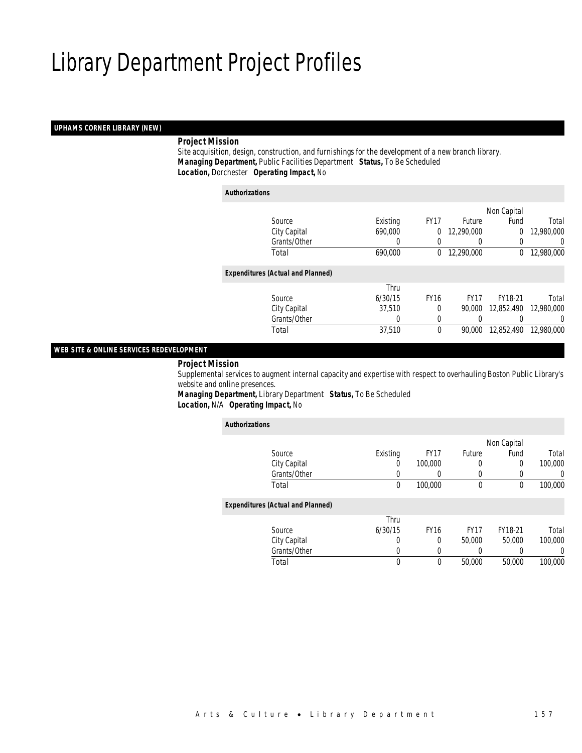# Library Department Project Profiles

## UPHAMS CORNER LIBRARY (NEW)

***Project Mission***

Site acquisition, design, construction, and furnishings for the development of a new branch library.

***Managing Department,*** Public Facilities Department ***Status,*** To Be Scheduled

***Location,*** Dorchester ***Operating Impact,*** No

***Authorizations***

| Source | Existing | FY17 | Future | Non Capital Fund | Total |
|---|---|---|---|---|---|
| City Capital | 690,000 | 0 | 12,290,000 | 0 | 12,980,000 |
| Grants/Other | 0 | 0 | 0 | 0 | 0 |
| Total | 690,000 | 0 | 12,290,000 | 0 | 12,980,000 |

***Expenditures (Actual and Planned)***

| Source | Thru 6/30/15 | FY16 | FY17 | FY18-21 | Total |
|---|---|---|---|---|---|
| City Capital | 37,510 | 0 | 90,000 | 12,852,490 | 12,980,000 |
| Grants/Other | 0 | 0 | 0 | 0 | 0 |
| Total | 37,510 | 0 | 90,000 | 12,852,490 | 12,980,000 |

## WEB SITE & ONLINE SERVICES REDEVELOPMENT

***Project Mission***

Supplemental services to augment internal capacity and expertise with respect to overhauling Boston Public Library's website and online presences.

***Managing Department,*** Library Department ***Status,*** To Be Scheduled

***Location,*** N/A ***Operating Impact,*** No

***Authorizations***

| Source | Existing | FY17 | Future | Non Capital Fund | Total |
|---|---|---|---|---|---|
| City Capital | 0 | 100,000 | 0 | 0 | 100,000 |
| Grants/Other | 0 | 0 | 0 | 0 | 0 |
| Total | 0 | 100,000 | 0 | 0 | 100,000 |

***Expenditures (Actual and Planned)***

| Source | Thru 6/30/15 | FY16 | FY17 | FY18-21 | Total |
|---|---|---|---|---|---|
| City Capital | 0 | 0 | 50,000 | 50,000 | 100,000 |
| Grants/Other | 0 | 0 | 0 | 0 | 0 |
| Total | 0 | 0 | 50,000 | 50,000 | 100,000 |